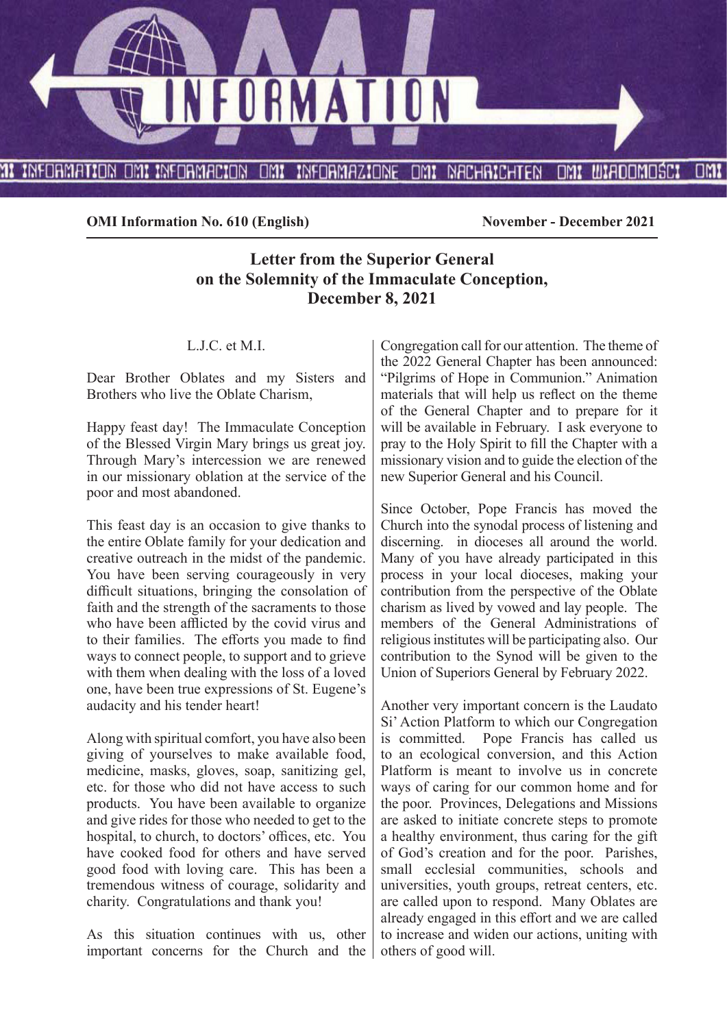**OMI Information No. 610 (English)** **November - December 2021**

## Letter from the Superior General on the Solemnity of the Immaculate Conception, December 8, 2021

L.J.C. et M.I.

Dear Brother Oblates and my Sisters and Brothers who live the Oblate Charism,

Happy feast day! The Immaculate Conception of the Blessed Virgin Mary brings us great joy. Through Mary's intercession we are renewed in our missionary oblation at the service of the poor and most abandoned.

This feast day is an occasion to give thanks to the entire Oblate family for your dedication and creative outreach in the midst of the pandemic. You have been serving courageously in very difficult situations, bringing the consolation of faith and the strength of the sacraments to those who have been afflicted by the covid virus and to their families. The efforts you made to find ways to connect people, to support and to grieve with them when dealing with the loss of a loved one, have been true expressions of St. Eugene's audacity and his tender heart!

Along with spiritual comfort, you have also been giving of yourselves to make available food, medicine, masks, gloves, soap, sanitizing gel, etc. for those who did not have access to such products. You have been available to organize and give rides for those who needed to get to the hospital, to church, to doctors' offices, etc. You have cooked food for others and have served good food with loving care. This has been a tremendous witness of courage, solidarity and charity. Congratulations and thank you!

As this situation continues with us, other important concerns for the Church and the Congregation call for our attention. The theme of the 2022 General Chapter has been announced: "Pilgrims of Hope in Communion." Animation materials that will help us reflect on the theme of the General Chapter and to prepare for it will be available in February. I ask everyone to pray to the Holy Spirit to fill the Chapter with a missionary vision and to guide the election of the new Superior General and his Council.

Since October, Pope Francis has moved the Church into the synodal process of listening and discerning. in dioceses all around the world. Many of you have already participated in this process in your local dioceses, making your contribution from the perspective of the Oblate charism as lived by vowed and lay people. The members of the General Administrations of religious institutes will be participating also. Our contribution to the Synod will be given to the Union of Superiors General by February 2022.

Another very important concern is the Laudato Si' Action Platform to which our Congregation is committed. Pope Francis has called us to an ecological conversion, and this Action Platform is meant to involve us in concrete ways of caring for our common home and for the poor. Provinces, Delegations and Missions are asked to initiate concrete steps to promote a healthy environment, thus caring for the gift of God's creation and for the poor. Parishes, small ecclesial communities, schools and universities, youth groups, retreat centers, etc. are called upon to respond. Many Oblates are already engaged in this effort and we are called to increase and widen our actions, uniting with others of good will.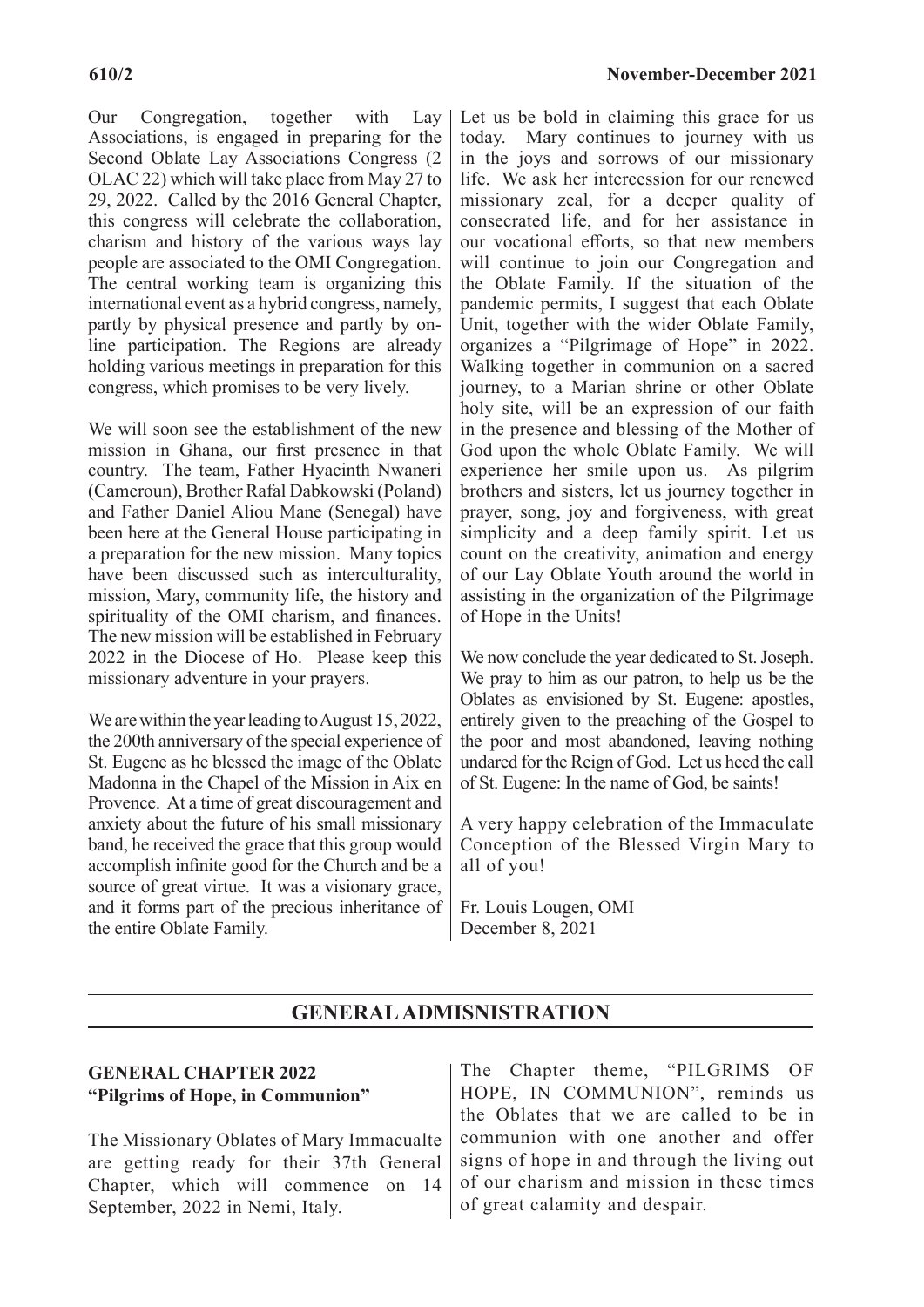Our Congregation, together with Lay Associations, is engaged in preparing for the Second Oblate Lay Associations Congress (2 OLAC 22) which will take place from May 27 to 29, 2022. Called by the 2016 General Chapter, this congress will celebrate the collaboration, charism and history of the various ways lay people are associated to the OMI Congregation. The central working team is organizing this international event as a hybrid congress, namely, partly by physical presence and partly by on-line participation. The Regions are already holding various meetings in preparation for this congress, which promises to be very lively.

We will soon see the establishment of the new mission in Ghana, our first presence in that country. The team, Father Hyacinth Nwaneri (Cameroun), Brother Rafal Dabkowski (Poland) and Father Daniel Aliou Mane (Senegal) have been here at the General House participating in a preparation for the new mission. Many topics have been discussed such as interculturality, mission, Mary, community life, the history and spirituality of the OMI charism, and finances. The new mission will be established in February 2022 in the Diocese of Ho. Please keep this missionary adventure in your prayers.

We are within the year leading to August 15, 2022, the 200th anniversary of the special experience of St. Eugene as he blessed the image of the Oblate Madonna in the Chapel of the Mission in Aix en Provence. At a time of great discouragement and anxiety about the future of his small missionary band, he received the grace that this group would accomplish infinite good for the Church and be a source of great virtue. It was a visionary grace, and it forms part of the precious inheritance of the entire Oblate Family.

Let us be bold in claiming this grace for us today. Mary continues to journey with us in the joys and sorrows of our missionary life. We ask her intercession for our renewed missionary zeal, for a deeper quality of consecrated life, and for her assistance in our vocational efforts, so that new members will continue to join our Congregation and the Oblate Family. If the situation of the pandemic permits, I suggest that each Oblate Unit, together with the wider Oblate Family, organizes a "Pilgrimage of Hope" in 2022. Walking together in communion on a sacred journey, to a Marian shrine or other Oblate holy site, will be an expression of our faith in the presence and blessing of the Mother of God upon the whole Oblate Family. We will experience her smile upon us. As pilgrim brothers and sisters, let us journey together in prayer, song, joy and forgiveness, with great simplicity and a deep family spirit. Let us count on the creativity, animation and energy of our Lay Oblate Youth around the world in assisting in the organization of the Pilgrimage of Hope in the Units!

We now conclude the year dedicated to St. Joseph. We pray to him as our patron, to help us be the Oblates as envisioned by St. Eugene: apostles, entirely given to the preaching of the Gospel to the poor and most abandoned, leaving nothing undared for the Reign of God. Let us heed the call of St. Eugene: In the name of God, be saints!

A very happy celebration of the Immaculate Conception of the Blessed Virgin Mary to all of you!

Fr. Louis Lougen, OMI
December 8, 2021

## GENERAL ADMISNISTRATION

### GENERAL CHAPTER 2022
### "Pilgrims of Hope, in Communion"

The Missionary Oblates of Mary Immacualte are getting ready for their 37th General Chapter, which will commence on 14 September, 2022 in Nemi, Italy.

The Chapter theme, "PILGRIMS OF HOPE, IN COMMUNION", reminds us the Oblates that we are called to be in communion with one another and offer signs of hope in and through the living out of our charism and mission in these times of great calamity and despair.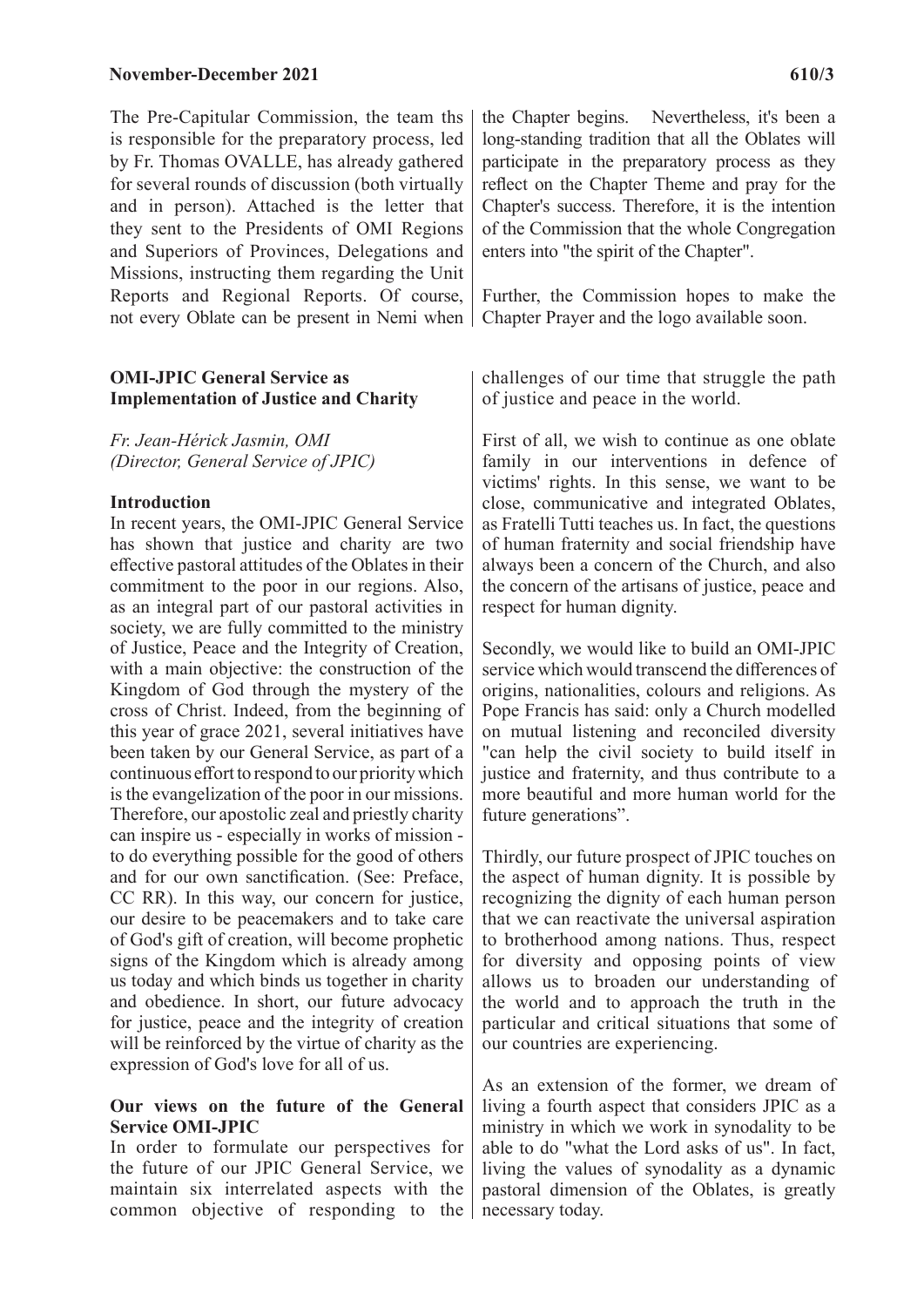The Pre-Capitular Commission, the team ths is responsible for the preparatory process, led by Fr. Thomas OVALLE, has already gathered for several rounds of discussion (both virtually and in person). Attached is the letter that they sent to the Presidents of OMI Regions and Superiors of Provinces, Delegations and Missions, instructing them regarding the Unit Reports and Regional Reports. Of course, not every Oblate can be present in Nemi when the Chapter begins. Nevertheless, it's been a long-standing tradition that all the Oblates will participate in the preparatory process as they reflect on the Chapter Theme and pray for the Chapter's success. Therefore, it is the intention of the Commission that the whole Congregation enters into "the spirit of the Chapter".

Further, the Commission hopes to make the Chapter Prayer and the logo available soon.

## OMI-JPIC General Service as Implementation of Justice and Charity

*Fr. Jean-Hérick Jasmin, OMI*
*(Director, General Service of JPIC)*

### Introduction

In recent years, the OMI-JPIC General Service has shown that justice and charity are two effective pastoral attitudes of the Oblates in their commitment to the poor in our regions. Also, as an integral part of our pastoral activities in society, we are fully committed to the ministry of Justice, Peace and the Integrity of Creation, with a main objective: the construction of the Kingdom of God through the mystery of the cross of Christ. Indeed, from the beginning of this year of grace 2021, several initiatives have been taken by our General Service, as part of a continuous effort to respond to our priority which is the evangelization of the poor in our missions. Therefore, our apostolic zeal and priestly charity can inspire us - especially in works of mission - to do everything possible for the good of others and for our own sanctification. (See: Preface, CC RR). In this way, our concern for justice, our desire to be peacemakers and to take care of God's gift of creation, will become prophetic signs of the Kingdom which is already among us today and which binds us together in charity and obedience. In short, our future advocacy for justice, peace and the integrity of creation will be reinforced by the virtue of charity as the expression of God's love for all of us.

### Our views on the future of the General Service OMI-JPIC

In order to formulate our perspectives for the future of our JPIC General Service, we maintain six interrelated aspects with the common objective of responding to the challenges of our time that struggle the path of justice and peace in the world.

First of all, we wish to continue as one oblate family in our interventions in defence of victims' rights. In this sense, we want to be close, communicative and integrated Oblates, as Fratelli Tutti teaches us. In fact, the questions of human fraternity and social friendship have always been a concern of the Church, and also the concern of the artisans of justice, peace and respect for human dignity.

Secondly, we would like to build an OMI-JPIC service which would transcend the differences of origins, nationalities, colours and religions. As Pope Francis has said: only a Church modelled on mutual listening and reconciled diversity "can help the civil society to build itself in justice and fraternity, and thus contribute to a more beautiful and more human world for the future generations".

Thirdly, our future prospect of JPIC touches on the aspect of human dignity. It is possible by recognizing the dignity of each human person that we can reactivate the universal aspiration to brotherhood among nations. Thus, respect for diversity and opposing points of view allows us to broaden our understanding of the world and to approach the truth in the particular and critical situations that some of our countries are experiencing.

As an extension of the former, we dream of living a fourth aspect that considers JPIC as a ministry in which we work in synodality to be able to do "what the Lord asks of us". In fact, living the values of synodality as a dynamic pastoral dimension of the Oblates, is greatly necessary today.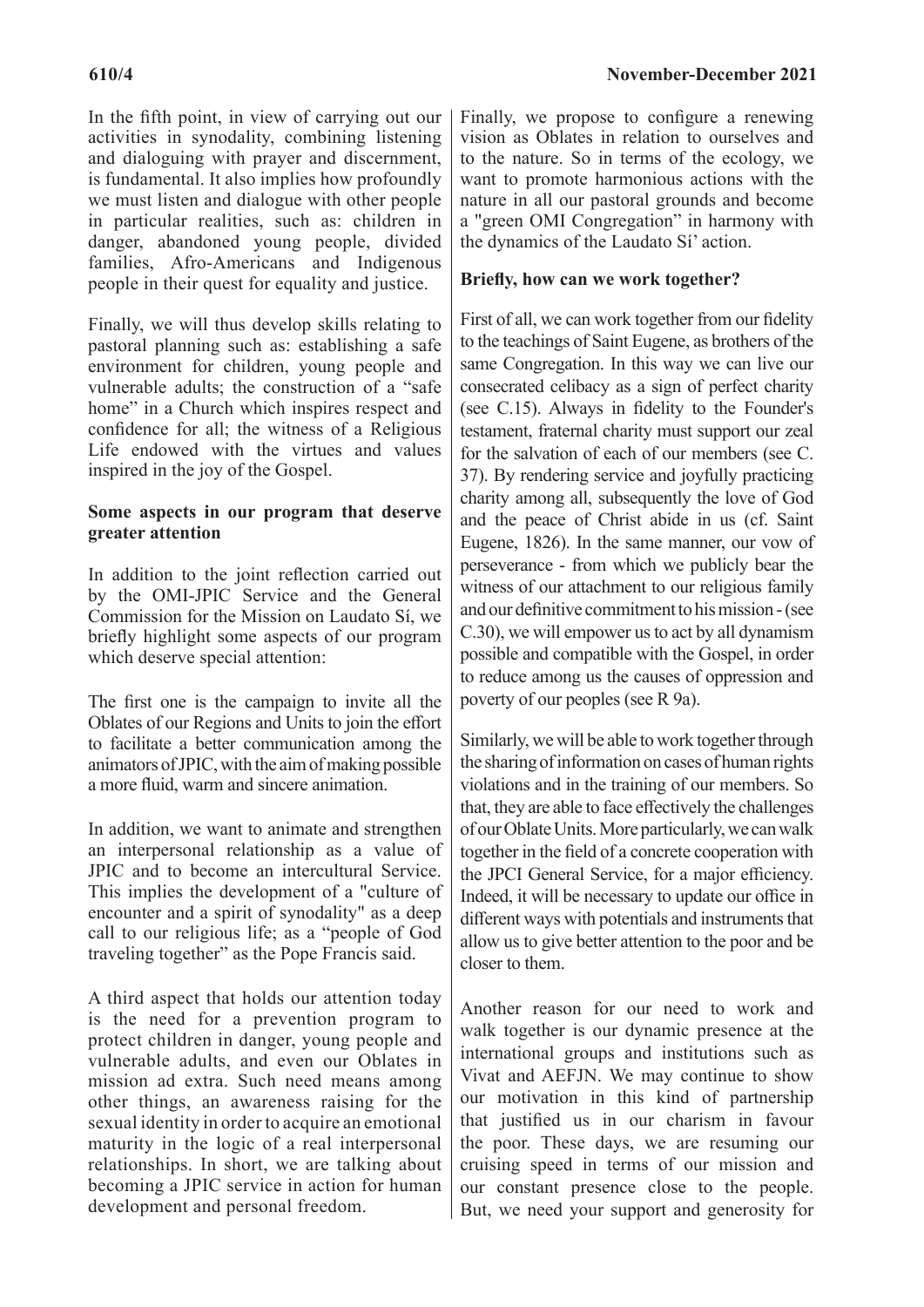In the fifth point, in view of carrying out our activities in synodality, combining listening and dialoguing with prayer and discernment, is fundamental. It also implies how profoundly we must listen and dialogue with other people in particular realities, such as: children in danger, abandoned young people, divided families, Afro-Americans and Indigenous people in their quest for equality and justice.

Finally, we will thus develop skills relating to pastoral planning such as: establishing a safe environment for children, young people and vulnerable adults; the construction of a "safe home" in a Church which inspires respect and confidence for all; the witness of a Religious Life endowed with the virtues and values inspired in the joy of the Gospel.

**Some aspects in our program that deserve greater attention**

In addition to the joint reflection carried out by the OMI-JPIC Service and the General Commission for the Mission on Laudato Sí, we briefly highlight some aspects of our program which deserve special attention:

The first one is the campaign to invite all the Oblates of our Regions and Units to join the effort to facilitate a better communication among the animators of JPIC, with the aim of making possible a more fluid, warm and sincere animation.

In addition, we want to animate and strengthen an interpersonal relationship as a value of JPIC and to become an intercultural Service. This implies the development of a "culture of encounter and a spirit of synodality" as a deep call to our religious life; as a "people of God traveling together" as the Pope Francis said.

A third aspect that holds our attention today is the need for a prevention program to protect children in danger, young people and vulnerable adults, and even our Oblates in mission ad extra. Such need means among other things, an awareness raising for the sexual identity in order to acquire an emotional maturity in the logic of a real interpersonal relationships. In short, we are talking about becoming a JPIC service in action for human development and personal freedom.

Finally, we propose to configure a renewing vision as Oblates in relation to ourselves and to the nature. So in terms of the ecology, we want to promote harmonious actions with the nature in all our pastoral grounds and become a "green OMI Congregation" in harmony with the dynamics of the Laudato Sí' action.

**Briefly, how can we work together?**

First of all, we can work together from our fidelity to the teachings of Saint Eugene, as brothers of the same Congregation. In this way we can live our consecrated celibacy as a sign of perfect charity (see C.15). Always in fidelity to the Founder's testament, fraternal charity must support our zeal for the salvation of each of our members (see C. 37). By rendering service and joyfully practicing charity among all, subsequently the love of God and the peace of Christ abide in us (cf. Saint Eugene, 1826). In the same manner, our vow of perseverance - from which we publicly bear the witness of our attachment to our religious family and our definitive commitment to his mission - (see C.30), we will empower us to act by all dynamism possible and compatible with the Gospel, in order to reduce among us the causes of oppression and poverty of our peoples (see R 9a).

Similarly, we will be able to work together through the sharing of information on cases of human rights violations and in the training of our members. So that, they are able to face effectively the challenges of our Oblate Units. More particularly, we can walk together in the field of a concrete cooperation with the JPCI General Service, for a major efficiency. Indeed, it will be necessary to update our office in different ways with potentials and instruments that allow us to give better attention to the poor and be closer to them.

Another reason for our need to work and walk together is our dynamic presence at the international groups and institutions such as Vivat and AEFJN. We may continue to show our motivation in this kind of partnership that justified us in our charism in favour the poor. These days, we are resuming our cruising speed in terms of our mission and our constant presence close to the people. But, we need your support and generosity for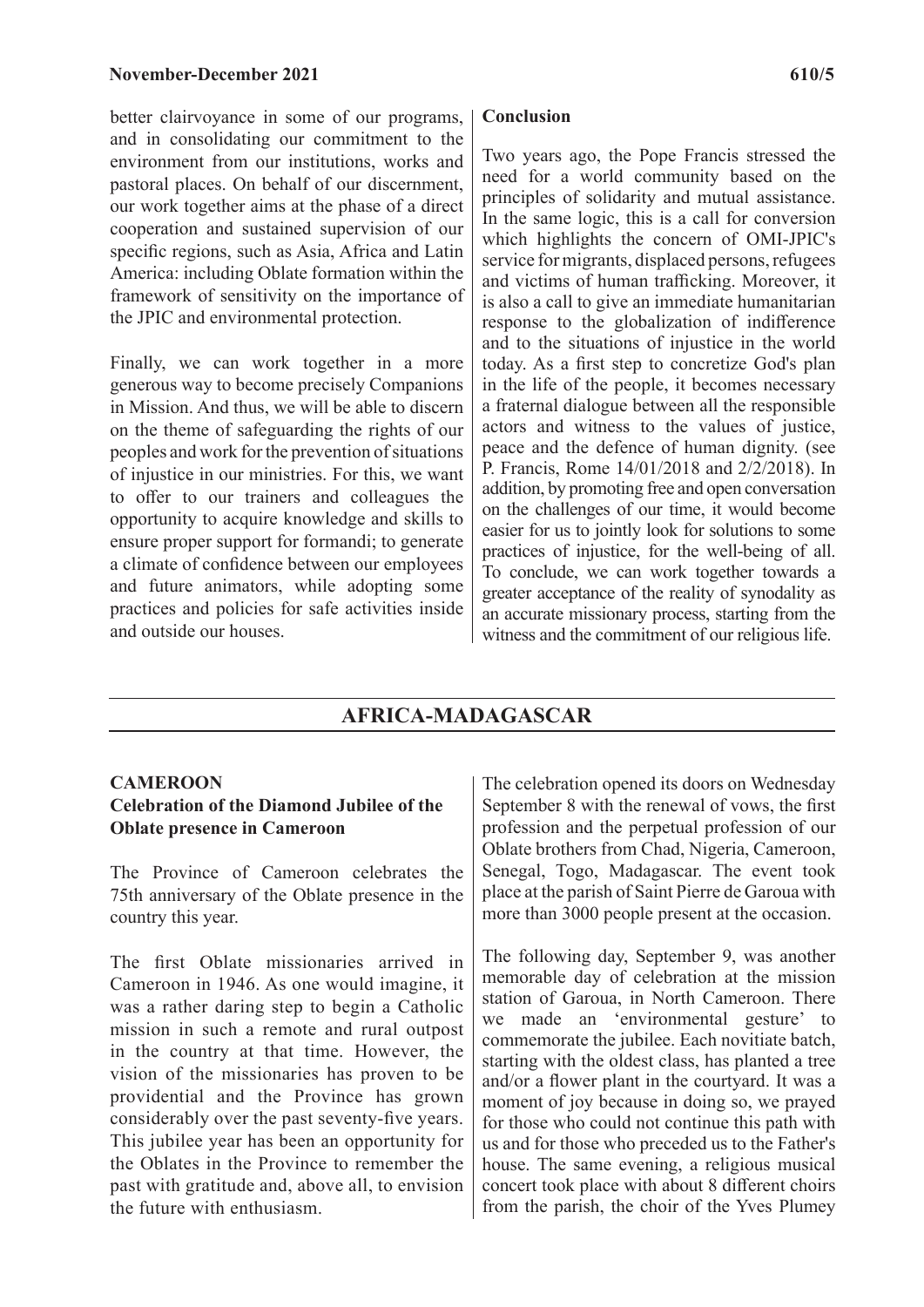better clairvoyance in some of our programs, and in consolidating our commitment to the environment from our institutions, works and pastoral places. On behalf of our discernment, our work together aims at the phase of a direct cooperation and sustained supervision of our specific regions, such as Asia, Africa and Latin America: including Oblate formation within the framework of sensitivity on the importance of the JPIC and environmental protection.

Finally, we can work together in a more generous way to become precisely Companions in Mission. And thus, we will be able to discern on the theme of safeguarding the rights of our peoples and work for the prevention of situations of injustice in our ministries. For this, we want to offer to our trainers and colleagues the opportunity to acquire knowledge and skills to ensure proper support for formandi; to generate a climate of confidence between our employees and future animators, while adopting some practices and policies for safe activities inside and outside our houses.

**Conclusion**

Two years ago, the Pope Francis stressed the need for a world community based on the principles of solidarity and mutual assistance. In the same logic, this is a call for conversion which highlights the concern of OMI-JPIC's service for migrants, displaced persons, refugees and victims of human trafficking. Moreover, it is also a call to give an immediate humanitarian response to the globalization of indifference and to the situations of injustice in the world today. As a first step to concretize God's plan in the life of the people, it becomes necessary a fraternal dialogue between all the responsible actors and witness to the values of justice, peace and the defence of human dignity. (see P. Francis, Rome 14/01/2018 and 2/2/2018). In addition, by promoting free and open conversation on the challenges of our time, it would become easier for us to jointly look for solutions to some practices of injustice, for the well-being of all. To conclude, we can work together towards a greater acceptance of the reality of synodality as an accurate missionary process, starting from the witness and the commitment of our religious life.

## AFRICA-MADAGASCAR

### CAMEROON

### Celebration of the Diamond Jubilee of the Oblate presence in Cameroon

The Province of Cameroon celebrates the 75th anniversary of the Oblate presence in the country this year.

The first Oblate missionaries arrived in Cameroon in 1946. As one would imagine, it was a rather daring step to begin a Catholic mission in such a remote and rural outpost in the country at that time. However, the vision of the missionaries has proven to be providential and the Province has grown considerably over the past seventy-five years. This jubilee year has been an opportunity for the Oblates in the Province to remember the past with gratitude and, above all, to envision the future with enthusiasm.

The celebration opened its doors on Wednesday September 8 with the renewal of vows, the first profession and the perpetual profession of our Oblate brothers from Chad, Nigeria, Cameroon, Senegal, Togo, Madagascar. The event took place at the parish of Saint Pierre de Garoua with more than 3000 people present at the occasion.

The following day, September 9, was another memorable day of celebration at the mission station of Garoua, in North Cameroon. There we made an 'environmental gesture' to commemorate the jubilee. Each novitiate batch, starting with the oldest class, has planted a tree and/or a flower plant in the courtyard. It was a moment of joy because in doing so, we prayed for those who could not continue this path with us and for those who preceded us to the Father's house. The same evening, a religious musical concert took place with about 8 different choirs from the parish, the choir of the Yves Plumey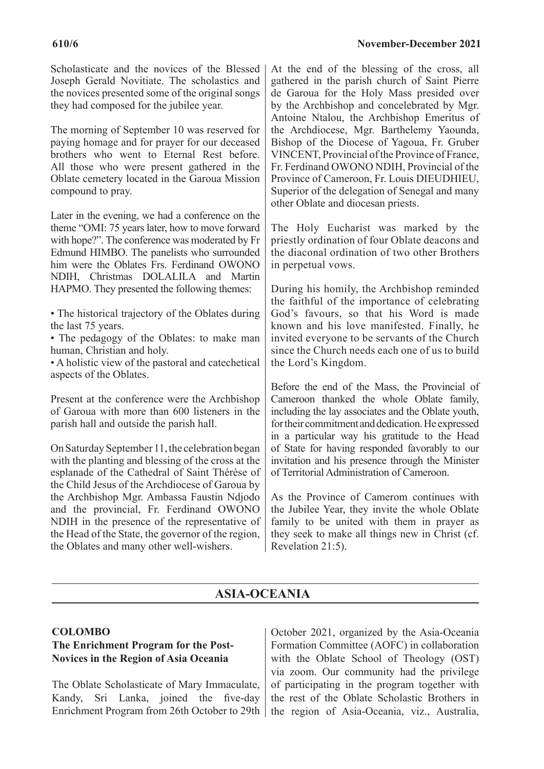Scholasticate and the novices of the Blessed Joseph Gerald Novitiate. The scholastics and the novices presented some of the original songs they had composed for the jubilee year.

The morning of September 10 was reserved for paying homage and for prayer for our deceased brothers who went to Eternal Rest before. All those who were present gathered in the Oblate cemetery located in the Garoua Mission compound to pray.

Later in the evening, we had a conference on the theme "OMI: 75 years later, how to move forward with hope?". The conference was moderated by Fr Edmund HIMBO. The panelists who surrounded him were the Oblates Frs. Ferdinand OWONO NDIH, Christmas DOLALILA and Martin HAPMO. They presented the following themes:

- The historical trajectory of the Oblates during the last 75 years.
- The pedagogy of the Oblates: to make man human, Christian and holy.
- A holistic view of the pastoral and catechetical aspects of the Oblates.

Present at the conference were the Archbishop of Garoua with more than 600 listeners in the parish hall and outside the parish hall.

On Saturday September 11, the celebration began with the planting and blessing of the cross at the esplanade of the Cathedral of Saint Thérèse of the Child Jesus of the Archdiocese of Garoua by the Archbishop Mgr. Ambassa Faustin Ndjodo and the provincial, Fr. Ferdinand OWONO NDIH in the presence of the representative of the Head of the State, the governor of the region, the Oblates and many other well-wishers.

At the end of the blessing of the cross, all gathered in the parish church of Saint Pierre de Garoua for the Holy Mass presided over by the Archbishop and concelebrated by Mgr. Antoine Ntalou, the Archbishop Emeritus of the Archdiocese, Mgr. Barthelemy Yaounda, Bishop of the Diocese of Yagoua, Fr. Gruber VINCENT, Provincial of the Province of France, Fr. Ferdinand OWONO NDIH, Provincial of the Province of Cameroon, Fr. Louis DIEUDHIEU, Superior of the delegation of Senegal and many other Oblate and diocesan priests.

The Holy Eucharist was marked by the priestly ordination of four Oblate deacons and the diaconal ordination of two other Brothers in perpetual vows.

During his homily, the Archbishop reminded the faithful of the importance of celebrating God's favours, so that his Word is made known and his love manifested. Finally, he invited everyone to be servants of the Church since the Church needs each one of us to build the Lord's Kingdom.

Before the end of the Mass, the Provincial of Cameroon thanked the whole Oblate family, including the lay associates and the Oblate youth, for their commitment and dedication. He expressed in a particular way his gratitude to the Head of State for having responded favorably to our invitation and his presence through the Minister of Territorial Administration of Cameroon.

As the Province of Camerom continues with the Jubilee Year, they invite the whole Oblate family to be united with them in prayer as they seek to make all things new in Christ (cf. Revelation 21:5).

## ASIA-OCEANIA

### COLOMBO
### The Enrichment Program for the Post-Novices in the Region of Asia Oceania

The Oblate Scholasticate of Mary Immaculate, Kandy, Sri Lanka, joined the five-day Enrichment Program from 26th October to 29th October 2021, organized by the Asia-Oceania Formation Committee (AOFC) in collaboration with the Oblate School of Theology (OST) via zoom. Our community had the privilege of participating in the program together with the rest of the Oblate Scholastic Brothers in the region of Asia-Oceania, viz., Australia,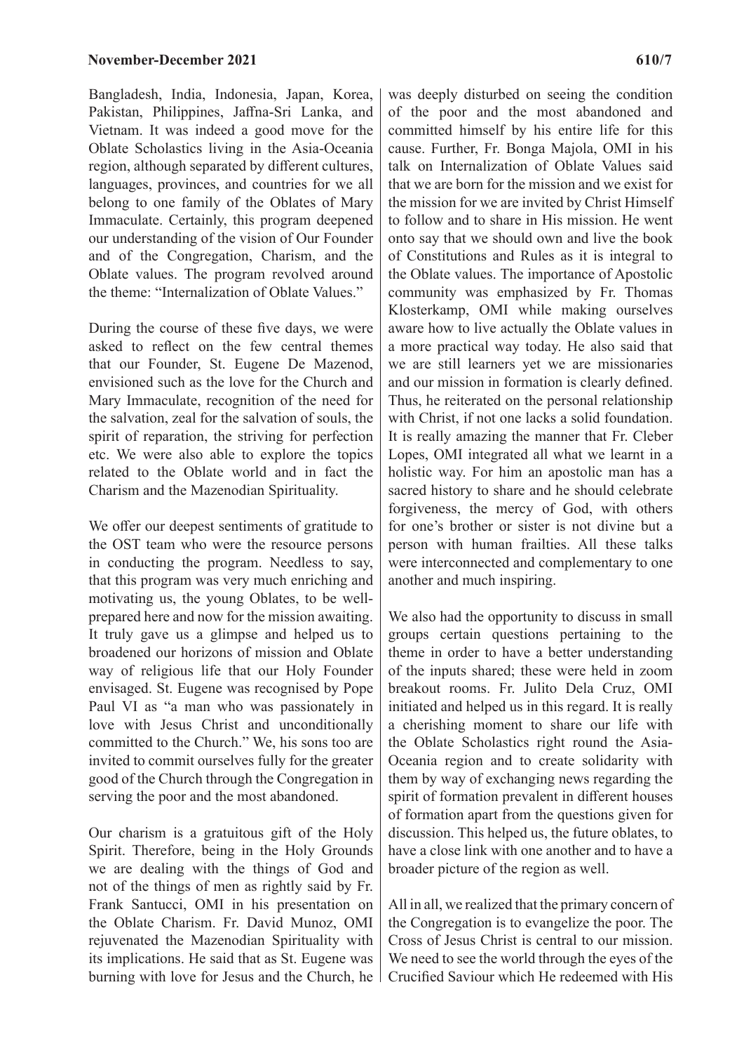Bangladesh, India, Indonesia, Japan, Korea, Pakistan, Philippines, Jaffna-Sri Lanka, and Vietnam. It was indeed a good move for the Oblate Scholastics living in the Asia-Oceania region, although separated by different cultures, languages, provinces, and countries for we all belong to one family of the Oblates of Mary Immaculate. Certainly, this program deepened our understanding of the vision of Our Founder and of the Congregation, Charism, and the Oblate values. The program revolved around the theme: "Internalization of Oblate Values."

During the course of these five days, we were asked to reflect on the few central themes that our Founder, St. Eugene De Mazenod, envisioned such as the love for the Church and Mary Immaculate, recognition of the need for the salvation, zeal for the salvation of souls, the spirit of reparation, the striving for perfection etc. We were also able to explore the topics related to the Oblate world and in fact the Charism and the Mazenodian Spirituality.

We offer our deepest sentiments of gratitude to the OST team who were the resource persons in conducting the program. Needless to say, that this program was very much enriching and motivating us, the young Oblates, to be well-prepared here and now for the mission awaiting. It truly gave us a glimpse and helped us to broadened our horizons of mission and Oblate way of religious life that our Holy Founder envisaged. St. Eugene was recognised by Pope Paul VI as "a man who was passionately in love with Jesus Christ and unconditionally committed to the Church." We, his sons too are invited to commit ourselves fully for the greater good of the Church through the Congregation in serving the poor and the most abandoned.

Our charism is a gratuitous gift of the Holy Spirit. Therefore, being in the Holy Grounds we are dealing with the things of God and not of the things of men as rightly said by Fr. Frank Santucci, OMI in his presentation on the Oblate Charism. Fr. David Munoz, OMI rejuvenated the Mazenodian Spirituality with its implications. He said that as St. Eugene was burning with love for Jesus and the Church, he was deeply disturbed on seeing the condition of the poor and the most abandoned and committed himself by his entire life for this cause. Further, Fr. Bonga Majola, OMI in his talk on Internalization of Oblate Values said that we are born for the mission and we exist for the mission for we are invited by Christ Himself to follow and to share in His mission. He went onto say that we should own and live the book of Constitutions and Rules as it is integral to the Oblate values. The importance of Apostolic community was emphasized by Fr. Thomas Klosterkamp, OMI while making ourselves aware how to live actually the Oblate values in a more practical way today. He also said that we are still learners yet we are missionaries and our mission in formation is clearly defined. Thus, he reiterated on the personal relationship with Christ, if not one lacks a solid foundation. It is really amazing the manner that Fr. Cleber Lopes, OMI integrated all what we learnt in a holistic way. For him an apostolic man has a sacred history to share and he should celebrate forgiveness, the mercy of God, with others for one's brother or sister is not divine but a person with human frailties. All these talks were interconnected and complementary to one another and much inspiring.

We also had the opportunity to discuss in small groups certain questions pertaining to the theme in order to have a better understanding of the inputs shared; these were held in zoom breakout rooms. Fr. Julito Dela Cruz, OMI initiated and helped us in this regard. It is really a cherishing moment to share our life with the Oblate Scholastics right round the Asia-Oceania region and to create solidarity with them by way of exchanging news regarding the spirit of formation prevalent in different houses of formation apart from the questions given for discussion. This helped us, the future oblates, to have a close link with one another and to have a broader picture of the region as well.

All in all, we realized that the primary concern of the Congregation is to evangelize the poor. The Cross of Jesus Christ is central to our mission. We need to see the world through the eyes of the Crucified Saviour which He redeemed with His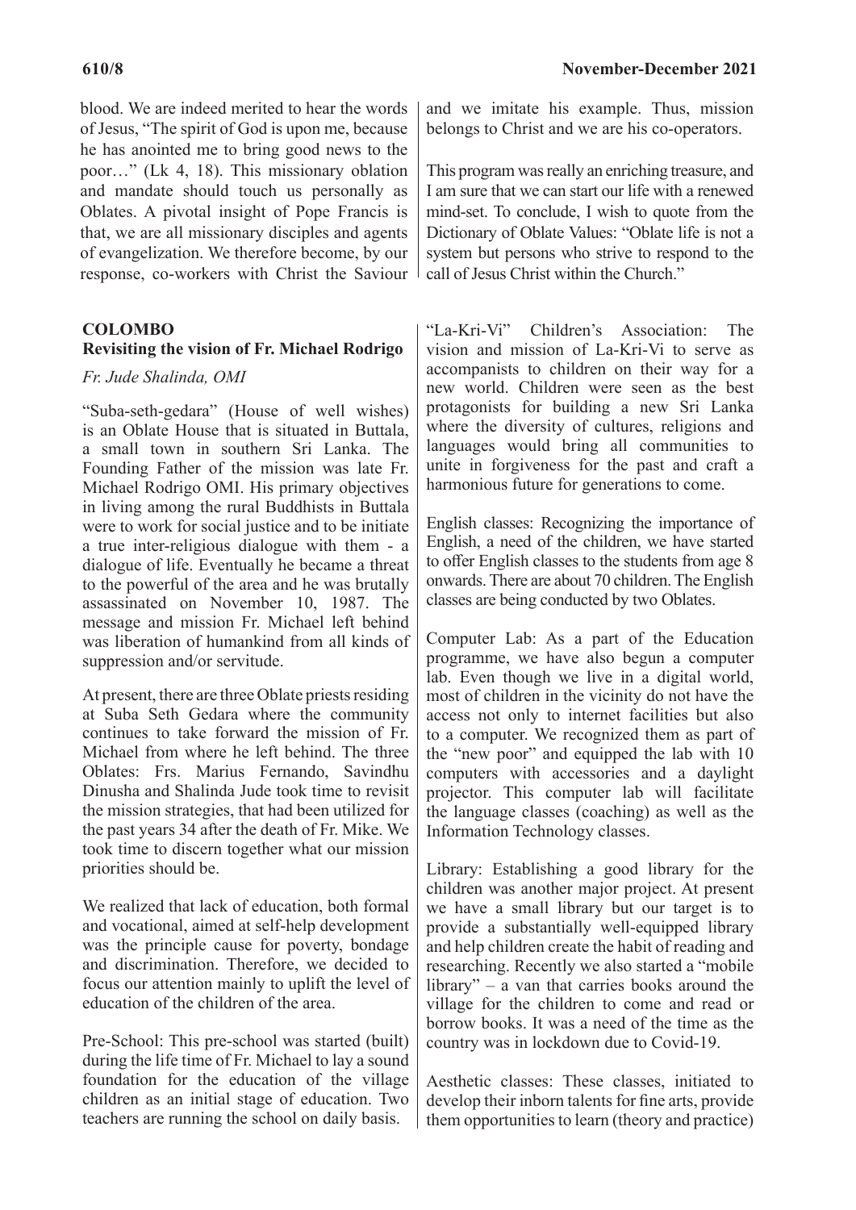blood. We are indeed merited to hear the words of Jesus, "The spirit of God is upon me, because he has anointed me to bring good news to the poor…" (Lk 4, 18). This missionary oblation and mandate should touch us personally as Oblates. A pivotal insight of Pope Francis is that, we are all missionary disciples and agents of evangelization. We therefore become, by our response, co-workers with Christ the Saviour and we imitate his example. Thus, mission belongs to Christ and we are his co-operators.

This program was really an enriching treasure, and I am sure that we can start our life with a renewed mind-set. To conclude, I wish to quote from the Dictionary of Oblate Values: "Oblate life is not a system but persons who strive to respond to the call of Jesus Christ within the Church."

## COLOMBO

### Revisiting the vision of Fr. Michael Rodrigo

*Fr. Jude Shalinda, OMI*

"Suba-seth-gedara" (House of well wishes) is an Oblate House that is situated in Buttala, a small town in southern Sri Lanka. The Founding Father of the mission was late Fr. Michael Rodrigo OMI. His primary objectives in living among the rural Buddhists in Buttala were to work for social justice and to be initiate a true inter-religious dialogue with them - a dialogue of life. Eventually he became a threat to the powerful of the area and he was brutally assassinated on November 10, 1987. The message and mission Fr. Michael left behind was liberation of humankind from all kinds of suppression and/or servitude.

At present, there are three Oblate priests residing at Suba Seth Gedara where the community continues to take forward the mission of Fr. Michael from where he left behind. The three Oblates: Frs. Marius Fernando, Savindhu Dinusha and Shalinda Jude took time to revisit the mission strategies, that had been utilized for the past years 34 after the death of Fr. Mike. We took time to discern together what our mission priorities should be.

We realized that lack of education, both formal and vocational, aimed at self-help development was the principle cause for poverty, bondage and discrimination. Therefore, we decided to focus our attention mainly to uplift the level of education of the children of the area.

Pre-School: This pre-school was started (built) during the life time of Fr. Michael to lay a sound foundation for the education of the village children as an initial stage of education. Two teachers are running the school on daily basis.

"La-Kri-Vi" Children's Association: The vision and mission of La-Kri-Vi to serve as accompanists to children on their way for a new world. Children were seen as the best protagonists for building a new Sri Lanka where the diversity of cultures, religions and languages would bring all communities to unite in forgiveness for the past and craft a harmonious future for generations to come.

English classes: Recognizing the importance of English, a need of the children, we have started to offer English classes to the students from age 8 onwards. There are about 70 children. The English classes are being conducted by two Oblates.

Computer Lab: As a part of the Education programme, we have also begun a computer lab. Even though we live in a digital world, most of children in the vicinity do not have the access not only to internet facilities but also to a computer. We recognized them as part of the "new poor" and equipped the lab with 10 computers with accessories and a daylight projector. This computer lab will facilitate the language classes (coaching) as well as the Information Technology classes.

Library: Establishing a good library for the children was another major project. At present we have a small library but our target is to provide a substantially well-equipped library and help children create the habit of reading and researching. Recently we also started a "mobile library" – a van that carries books around the village for the children to come and read or borrow books. It was a need of the time as the country was in lockdown due to Covid-19.

Aesthetic classes: These classes, initiated to develop their inborn talents for fine arts, provide them opportunities to learn (theory and practice)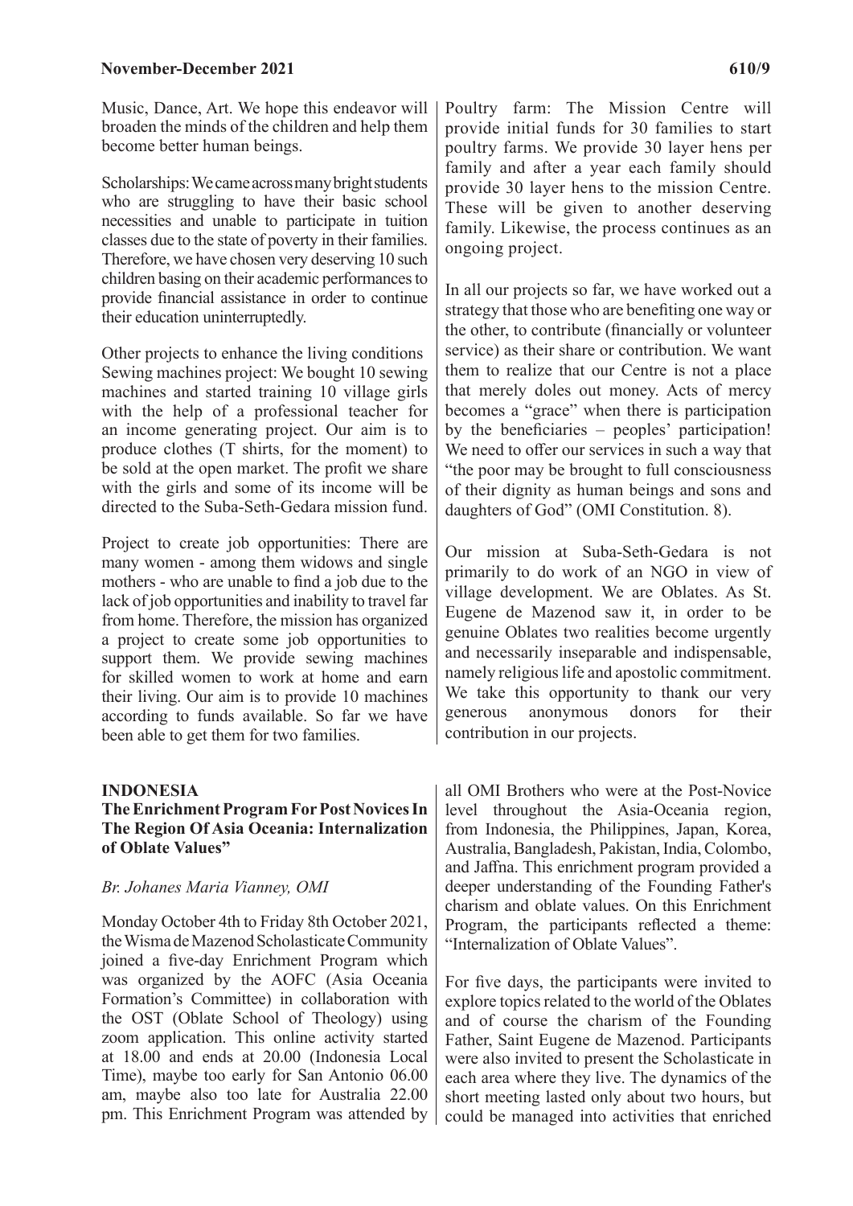Music, Dance, Art. We hope this endeavor will broaden the minds of the children and help them become better human beings.

Scholarships: We came across many bright students who are struggling to have their basic school necessities and unable to participate in tuition classes due to the state of poverty in their families. Therefore, we have chosen very deserving 10 such children basing on their academic performances to provide financial assistance in order to continue their education uninterruptedly.

Other projects to enhance the living conditions
Sewing machines project: We bought 10 sewing machines and started training 10 village girls with the help of a professional teacher for an income generating project. Our aim is to produce clothes (T shirts, for the moment) to be sold at the open market. The profit we share with the girls and some of its income will be directed to the Suba-Seth-Gedara mission fund.

Project to create job opportunities: There are many women - among them widows and single mothers - who are unable to find a job due to the lack of job opportunities and inability to travel far from home. Therefore, the mission has organized a project to create some job opportunities to support them. We provide sewing machines for skilled women to work at home and earn their living. Our aim is to provide 10 machines according to funds available. So far we have been able to get them for two families.

Poultry farm: The Mission Centre will provide initial funds for 30 families to start poultry farms. We provide 30 layer hens per family and after a year each family should provide 30 layer hens to the mission Centre. These will be given to another deserving family. Likewise, the process continues as an ongoing project.

In all our projects so far, we have worked out a strategy that those who are benefiting one way or the other, to contribute (financially or volunteer service) as their share or contribution. We want them to realize that our Centre is not a place that merely doles out money. Acts of mercy becomes a "grace" when there is participation by the beneficiaries – peoples' participation! We need to offer our services in such a way that "the poor may be brought to full consciousness of their dignity as human beings and sons and daughters of God" (OMI Constitution. 8).

Our mission at Suba-Seth-Gedara is not primarily to do work of an NGO in view of village development. We are Oblates. As St. Eugene de Mazenod saw it, in order to be genuine Oblates two realities become urgently and necessarily inseparable and indispensable, namely religious life and apostolic commitment. We take this opportunity to thank our very generous anonymous donors for their contribution in our projects.

## INDONESIA

### The Enrichment Program For Post Novices In The Region Of Asia Oceania: Internalization of Oblate Values"

*Br. Johanes Maria Vianney, OMI*

Monday October 4th to Friday 8th October 2021, the Wisma de Mazenod Scholasticate Community joined a five-day Enrichment Program which was organized by the AOFC (Asia Oceania Formation's Committee) in collaboration with the OST (Oblate School of Theology) using zoom application. This online activity started at 18.00 and ends at 20.00 (Indonesia Local Time), maybe too early for San Antonio 06.00 am, maybe also too late for Australia 22.00 pm. This Enrichment Program was attended by all OMI Brothers who were at the Post-Novice level throughout the Asia-Oceania region, from Indonesia, the Philippines, Japan, Korea, Australia, Bangladesh, Pakistan, India, Colombo, and Jaffna. This enrichment program provided a deeper understanding of the Founding Father's charism and oblate values. On this Enrichment Program, the participants reflected a theme: "Internalization of Oblate Values".

For five days, the participants were invited to explore topics related to the world of the Oblates and of course the charism of the Founding Father, Saint Eugene de Mazenod. Participants were also invited to present the Scholasticate in each area where they live. The dynamics of the short meeting lasted only about two hours, but could be managed into activities that enriched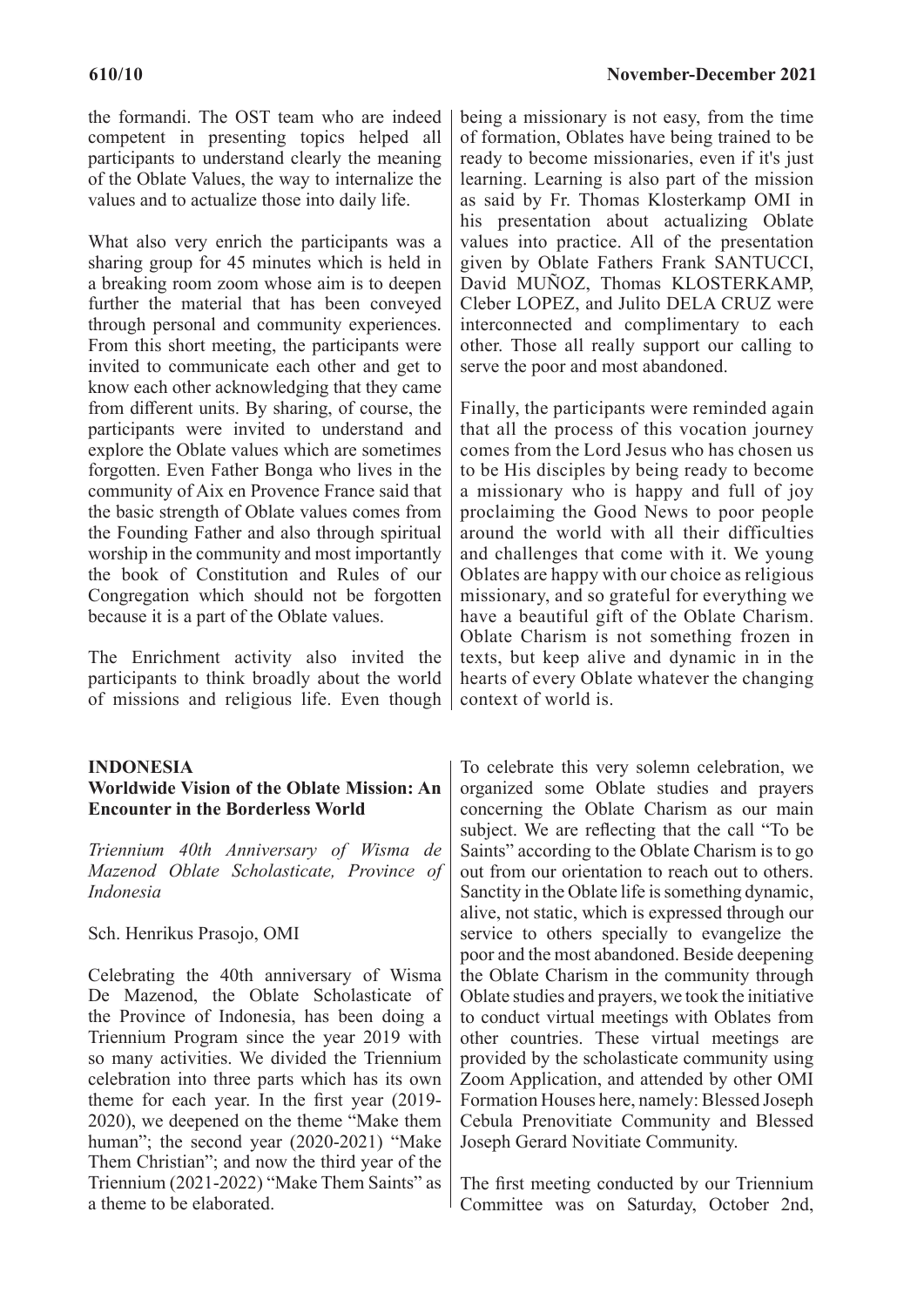the formandi. The OST team who are indeed competent in presenting topics helped all participants to understand clearly the meaning of the Oblate Values, the way to internalize the values and to actualize those into daily life.

What also very enrich the participants was a sharing group for 45 minutes which is held in a breaking room zoom whose aim is to deepen further the material that has been conveyed through personal and community experiences. From this short meeting, the participants were invited to communicate each other and get to know each other acknowledging that they came from different units. By sharing, of course, the participants were invited to understand and explore the Oblate values which are sometimes forgotten. Even Father Bonga who lives in the community of Aix en Provence France said that the basic strength of Oblate values comes from the Founding Father and also through spiritual worship in the community and most importantly the book of Constitution and Rules of our Congregation which should not be forgotten because it is a part of the Oblate values.

The Enrichment activity also invited the participants to think broadly about the world of missions and religious life. Even though being a missionary is not easy, from the time of formation, Oblates have being trained to be ready to become missionaries, even if it's just learning. Learning is also part of the mission as said by Fr. Thomas Klosterkamp OMI in his presentation about actualizing Oblate values into practice. All of the presentation given by Oblate Fathers Frank SANTUCCI, David MUÑOZ, Thomas KLOSTERKAMP, Cleber LOPEZ, and Julito DELA CRUZ were interconnected and complimentary to each other. Those all really support our calling to serve the poor and most abandoned.

Finally, the participants were reminded again that all the process of this vocation journey comes from the Lord Jesus who has chosen us to be His disciples by being ready to become a missionary who is happy and full of joy proclaiming the Good News to poor people around the world with all their difficulties and challenges that come with it. We young Oblates are happy with our choice as religious missionary, and so grateful for everything we have a beautiful gift of the Oblate Charism. Oblate Charism is not something frozen in texts, but keep alive and dynamic in in the hearts of every Oblate whatever the changing context of world is.

## INDONESIA

### Worldwide Vision of the Oblate Mission: An Encounter in the Borderless World

*Triennium 40th Anniversary of Wisma de Mazenod Oblate Scholasticate, Province of Indonesia*

Sch. Henrikus Prasojo, OMI

Celebrating the 40th anniversary of Wisma De Mazenod, the Oblate Scholasticate of the Province of Indonesia, has been doing a Triennium Program since the year 2019 with so many activities. We divided the Triennium celebration into three parts which has its own theme for each year. In the first year (2019-2020), we deepened on the theme "Make them human"; the second year (2020-2021) "Make Them Christian"; and now the third year of the Triennium (2021-2022) "Make Them Saints" as a theme to be elaborated.

To celebrate this very solemn celebration, we organized some Oblate studies and prayers concerning the Oblate Charism as our main subject. We are reflecting that the call "To be Saints" according to the Oblate Charism is to go out from our orientation to reach out to others. Sanctity in the Oblate life is something dynamic, alive, not static, which is expressed through our service to others specially to evangelize the poor and the most abandoned. Beside deepening the Oblate Charism in the community through Oblate studies and prayers, we took the initiative to conduct virtual meetings with Oblates from other countries. These virtual meetings are provided by the scholasticate community using Zoom Application, and attended by other OMI Formation Houses here, namely: Blessed Joseph Cebula Prenovitiate Community and Blessed Joseph Gerard Novitiate Community.

The first meeting conducted by our Triennium Committee was on Saturday, October 2nd,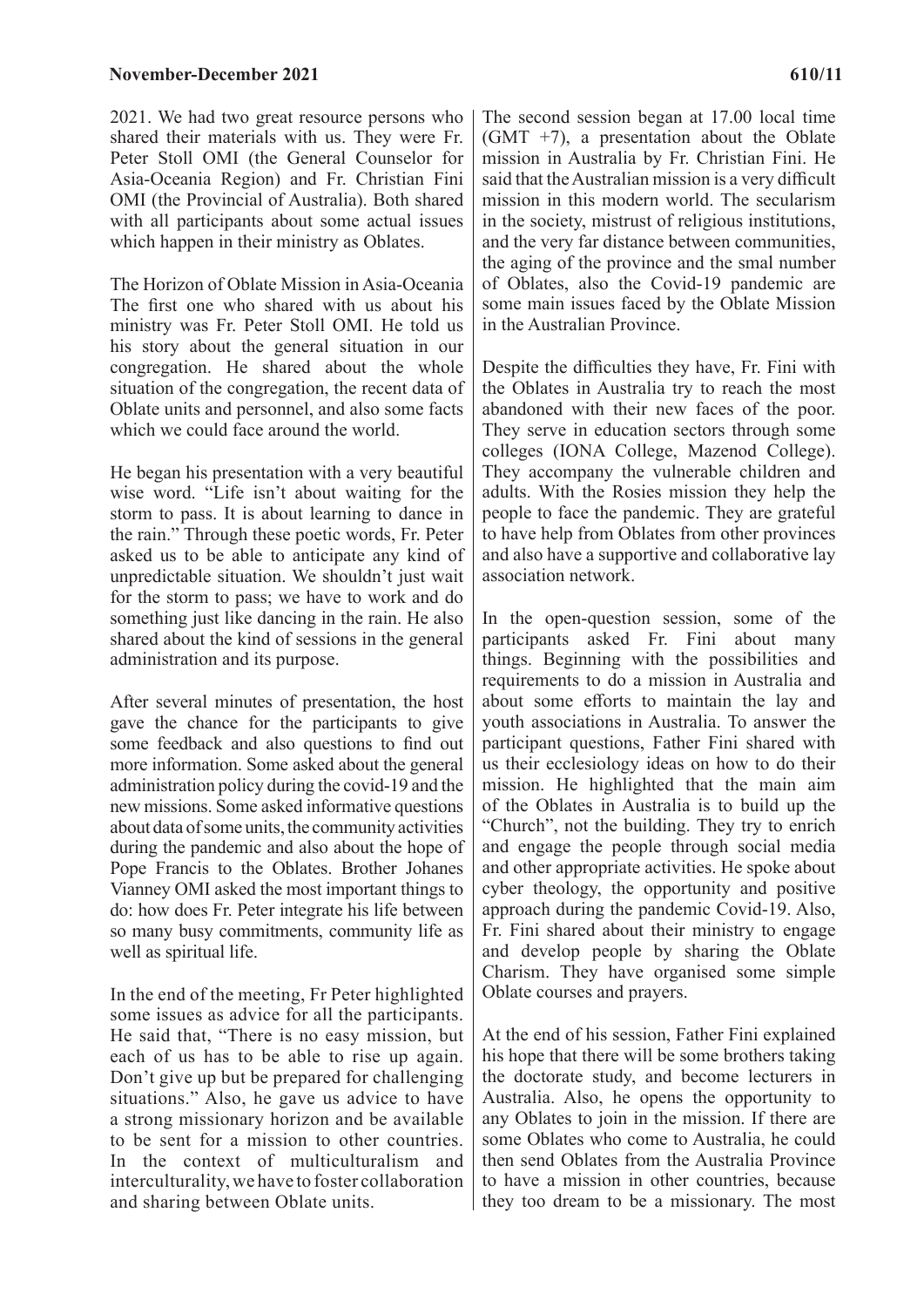2021. We had two great resource persons who shared their materials with us. They were Fr. Peter Stoll OMI (the General Counselor for Asia-Oceania Region) and Fr. Christian Fini OMI (the Provincial of Australia). Both shared with all participants about some actual issues which happen in their ministry as Oblates.

The Horizon of Oblate Mission in Asia-Oceania

The first one who shared with us about his ministry was Fr. Peter Stoll OMI. He told us his story about the general situation in our congregation. He shared about the whole situation of the congregation, the recent data of Oblate units and personnel, and also some facts which we could face around the world.

He began his presentation with a very beautiful wise word. "Life isn't about waiting for the storm to pass. It is about learning to dance in the rain." Through these poetic words, Fr. Peter asked us to be able to anticipate any kind of unpredictable situation. We shouldn't just wait for the storm to pass; we have to work and do something just like dancing in the rain. He also shared about the kind of sessions in the general administration and its purpose.

After several minutes of presentation, the host gave the chance for the participants to give some feedback and also questions to find out more information. Some asked about the general administration policy during the covid-19 and the new missions. Some asked informative questions about data of some units, the community activities during the pandemic and also about the hope of Pope Francis to the Oblates. Brother Johanes Vianney OMI asked the most important things to do: how does Fr. Peter integrate his life between so many busy commitments, community life as well as spiritual life.

In the end of the meeting, Fr Peter highlighted some issues as advice for all the participants. He said that, "There is no easy mission, but each of us has to be able to rise up again. Don't give up but be prepared for challenging situations." Also, he gave us advice to have a strong missionary horizon and be available to be sent for a mission to other countries. In the context of multiculturalism and interculturality, we have to foster collaboration and sharing between Oblate units.

The second session began at 17.00 local time (GMT +7), a presentation about the Oblate mission in Australia by Fr. Christian Fini. He said that the Australian mission is a very difficult mission in this modern world. The secularism in the society, mistrust of religious institutions, and the very far distance between communities, the aging of the province and the smal number of Oblates, also the Covid-19 pandemic are some main issues faced by the Oblate Mission in the Australian Province.

Despite the difficulties they have, Fr. Fini with the Oblates in Australia try to reach the most abandoned with their new faces of the poor. They serve in education sectors through some colleges (IONA College, Mazenod College). They accompany the vulnerable children and adults. With the Rosies mission they help the people to face the pandemic. They are grateful to have help from Oblates from other provinces and also have a supportive and collaborative lay association network.

In the open-question session, some of the participants asked Fr. Fini about many things. Beginning with the possibilities and requirements to do a mission in Australia and about some efforts to maintain the lay and youth associations in Australia. To answer the participant questions, Father Fini shared with us their ecclesiology ideas on how to do their mission. He highlighted that the main aim of the Oblates in Australia is to build up the "Church", not the building. They try to enrich and engage the people through social media and other appropriate activities. He spoke about cyber theology, the opportunity and positive approach during the pandemic Covid-19. Also, Fr. Fini shared about their ministry to engage and develop people by sharing the Oblate Charism. They have organised some simple Oblate courses and prayers.

At the end of his session, Father Fini explained his hope that there will be some brothers taking the doctorate study, and become lecturers in Australia. Also, he opens the opportunity to any Oblates to join in the mission. If there are some Oblates who come to Australia, he could then send Oblates from the Australia Province to have a mission in other countries, because they too dream to be a missionary. The most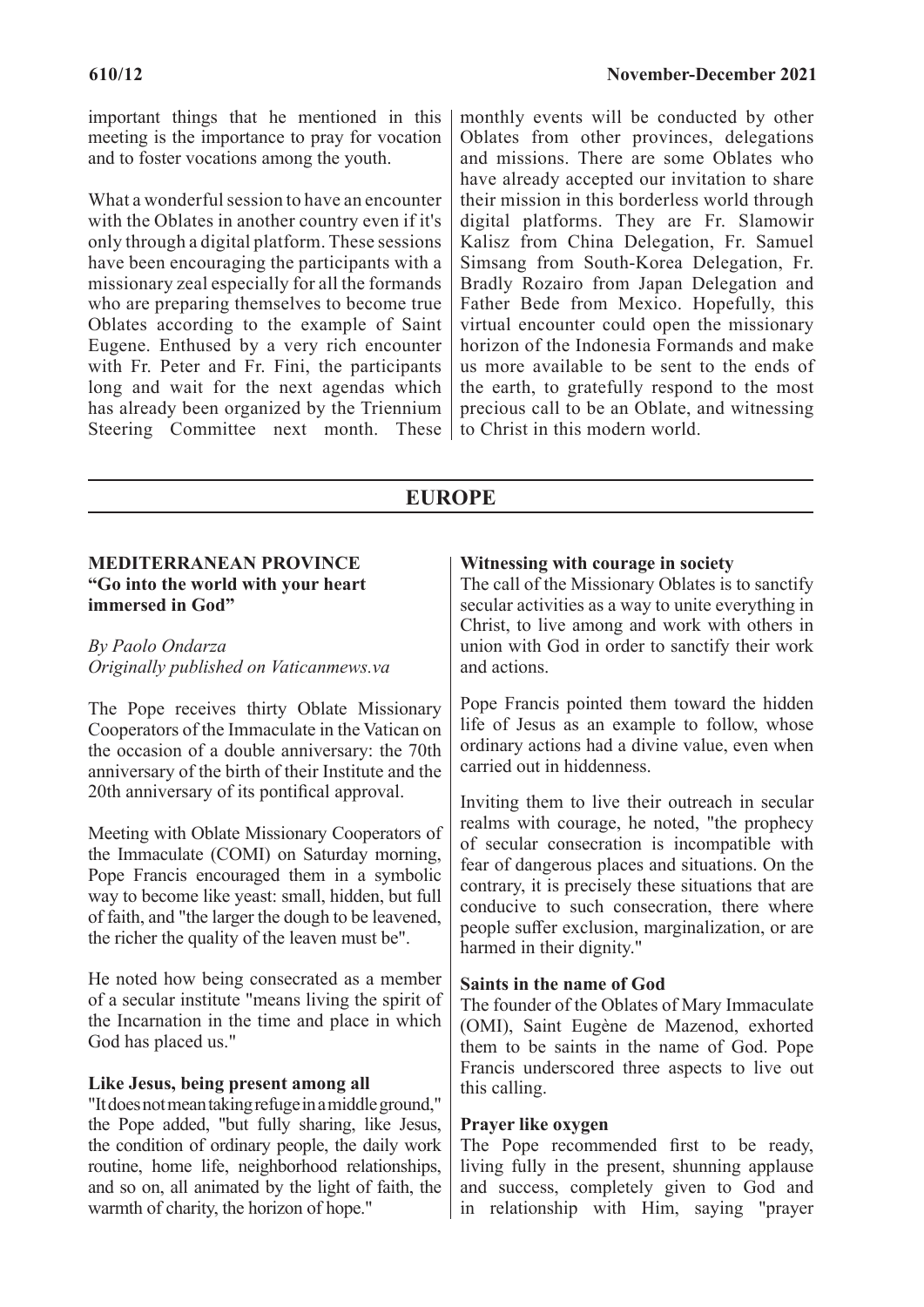important things that he mentioned in this meeting is the importance to pray for vocation and to foster vocations among the youth.

What a wonderful session to have an encounter with the Oblates in another country even if it's only through a digital platform. These sessions have been encouraging the participants with a missionary zeal especially for all the formands who are preparing themselves to become true Oblates according to the example of Saint Eugene. Enthused by a very rich encounter with Fr. Peter and Fr. Fini, the participants long and wait for the next agendas which has already been organized by the Triennium Steering Committee next month. These monthly events will be conducted by other Oblates from other provinces, delegations and missions. There are some Oblates who have already accepted our invitation to share their mission in this borderless world through digital platforms. They are Fr. Slamowir Kalisz from China Delegation, Fr. Samuel Simsang from South-Korea Delegation, Fr. Bradly Rozairo from Japan Delegation and Father Bede from Mexico. Hopefully, this virtual encounter could open the missionary horizon of the Indonesia Formands and make us more available to be sent to the ends of the earth, to gratefully respond to the most precious call to be an Oblate, and witnessing to Christ in this modern world.

## EUROPE

### MEDITERRANEAN PROVINCE
### "Go into the world with your heart immersed in God"

*By Paolo Ondarza*
*Originally published on Vaticanmews.va*

The Pope receives thirty Oblate Missionary Cooperators of the Immaculate in the Vatican on the occasion of a double anniversary: the 70th anniversary of the birth of their Institute and the 20th anniversary of its pontifical approval.

Meeting with Oblate Missionary Cooperators of the Immaculate (COMI) on Saturday morning, Pope Francis encouraged them in a symbolic way to become like yeast: small, hidden, but full of faith, and "the larger the dough to be leavened, the richer the quality of the leaven must be".

He noted how being consecrated as a member of a secular institute "means living the spirit of the Incarnation in the time and place in which God has placed us."

**Like Jesus, being present among all**

"It does not mean taking refuge in a middle ground," the Pope added, "but fully sharing, like Jesus, the condition of ordinary people, the daily work routine, home life, neighborhood relationships, and so on, all animated by the light of faith, the warmth of charity, the horizon of hope."

**Witnessing with courage in society**

The call of the Missionary Oblates is to sanctify secular activities as a way to unite everything in Christ, to live among and work with others in union with God in order to sanctify their work and actions.

Pope Francis pointed them toward the hidden life of Jesus as an example to follow, whose ordinary actions had a divine value, even when carried out in hiddenness.

Inviting them to live their outreach in secular realms with courage, he noted, "the prophecy of secular consecration is incompatible with fear of dangerous places and situations. On the contrary, it is precisely these situations that are conducive to such consecration, there where people suffer exclusion, marginalization, or are harmed in their dignity."

**Saints in the name of God**

The founder of the Oblates of Mary Immaculate (OMI), Saint Eugène de Mazenod, exhorted them to be saints in the name of God. Pope Francis underscored three aspects to live out this calling.

**Prayer like oxygen**

The Pope recommended first to be ready, living fully in the present, shunning applause and success, completely given to God and in relationship with Him, saying "prayer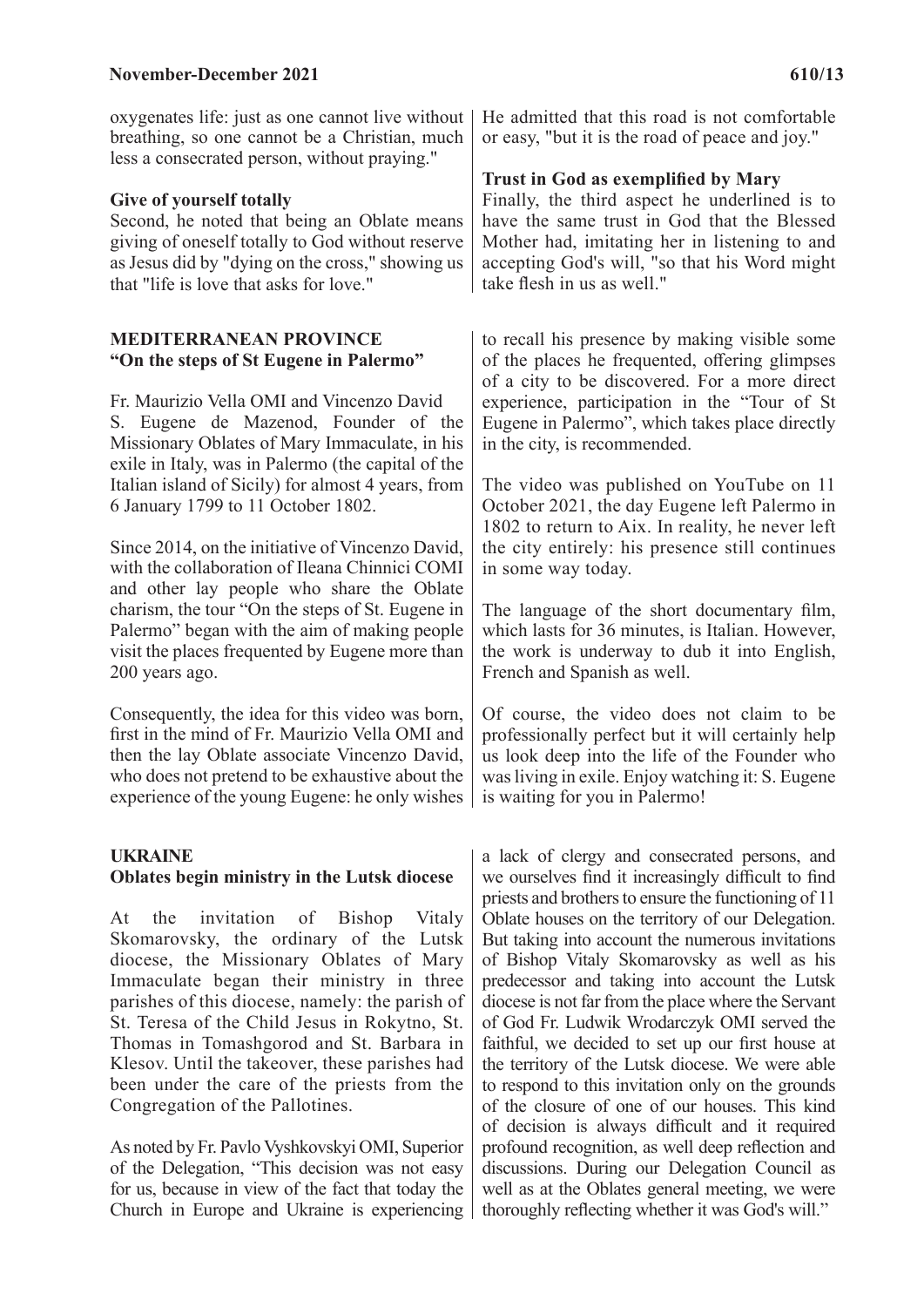oxygenates life: just as one cannot live without breathing, so one cannot be a Christian, much less a consecrated person, without praying."

**Give of yourself totally**

Second, he noted that being an Oblate means giving of oneself totally to God without reserve as Jesus did by "dying on the cross," showing us that "life is love that asks for love."

He admitted that this road is not comfortable or easy, "but it is the road of peace and joy."

**Trust in God as exemplified by Mary**

Finally, the third aspect he underlined is to have the same trust in God that the Blessed Mother had, imitating her in listening to and accepting God's will, "so that his Word might take flesh in us as well."

## MEDITERRANEAN PROVINCE
### "On the steps of St Eugene in Palermo"

Fr. Maurizio Vella OMI and Vincenzo David

S. Eugene de Mazenod, Founder of the Missionary Oblates of Mary Immaculate, in his exile in Italy, was in Palermo (the capital of the Italian island of Sicily) for almost 4 years, from 6 January 1799 to 11 October 1802.

Since 2014, on the initiative of Vincenzo David, with the collaboration of Ileana Chinnici COMI and other lay people who share the Oblate charism, the tour "On the steps of St. Eugene in Palermo" began with the aim of making people visit the places frequented by Eugene more than 200 years ago.

Consequently, the idea for this video was born, first in the mind of Fr. Maurizio Vella OMI and then the lay Oblate associate Vincenzo David, who does not pretend to be exhaustive about the experience of the young Eugene: he only wishes to recall his presence by making visible some of the places he frequented, offering glimpses of a city to be discovered. For a more direct experience, participation in the "Tour of St Eugene in Palermo", which takes place directly in the city, is recommended.

The video was published on YouTube on 11 October 2021, the day Eugene left Palermo in 1802 to return to Aix. In reality, he never left the city entirely: his presence still continues in some way today.

The language of the short documentary film, which lasts for 36 minutes, is Italian. However, the work is underway to dub it into English, French and Spanish as well.

Of course, the video does not claim to be professionally perfect but it will certainly help us look deep into the life of the Founder who was living in exile. Enjoy watching it: S. Eugene is waiting for you in Palermo!

## UKRAINE
### Oblates begin ministry in the Lutsk diocese

At the invitation of Bishop Vitaly Skomarovsky, the ordinary of the Lutsk diocese, the Missionary Oblates of Mary Immaculate began their ministry in three parishes of this diocese, namely: the parish of St. Teresa of the Child Jesus in Rokytno, St. Thomas in Tomashgorod and St. Barbara in Klesov. Until the takeover, these parishes had been under the care of the priests from the Congregation of the Pallotines.

As noted by Fr. Pavlo Vyshkovskyi OMI, Superior of the Delegation, "This decision was not easy for us, because in view of the fact that today the Church in Europe and Ukraine is experiencing a lack of clergy and consecrated persons, and we ourselves find it increasingly difficult to find priests and brothers to ensure the functioning of 11 Oblate houses on the territory of our Delegation. But taking into account the numerous invitations of Bishop Vitaly Skomarovsky as well as his predecessor and taking into account the Lutsk diocese is not far from the place where the Servant of God Fr. Ludwik Wrodarczyk OMI served the faithful, we decided to set up our first house at the territory of the Lutsk diocese. We were able to respond to this invitation only on the grounds of the closure of one of our houses. This kind of decision is always difficult and it required profound recognition, as well deep reflection and discussions. During our Delegation Council as well as at the Oblates general meeting, we were thoroughly reflecting whether it was God's will."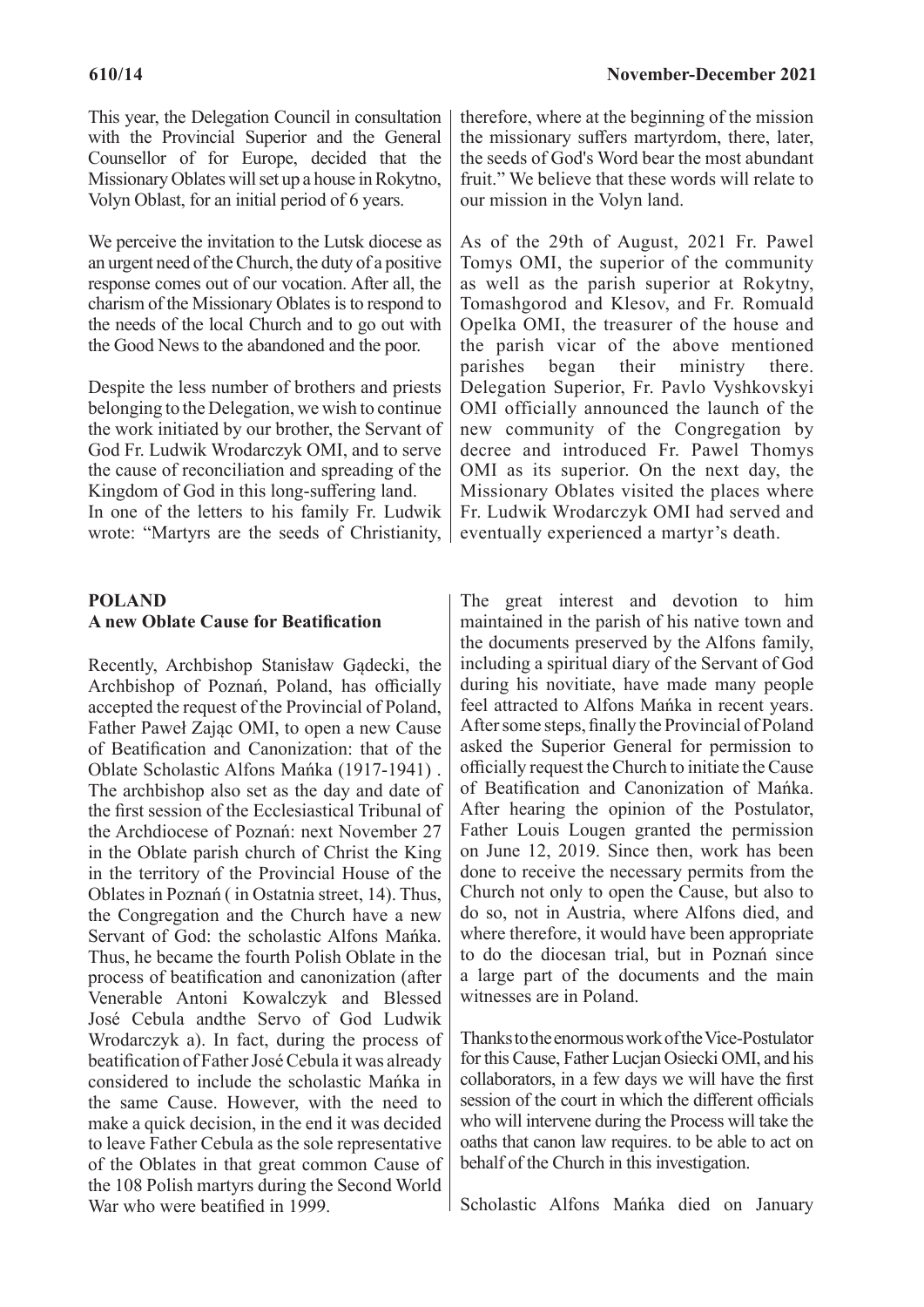This year, the Delegation Council in consultation with the Provincial Superior and the General Counsellor of for Europe, decided that the Missionary Oblates will set up a house in Rokytno, Volyn Oblast, for an initial period of 6 years.

We perceive the invitation to the Lutsk diocese as an urgent need of the Church, the duty of a positive response comes out of our vocation. After all, the charism of the Missionary Oblates is to respond to the needs of the local Church and to go out with the Good News to the abandoned and the poor.

Despite the less number of brothers and priests belonging to the Delegation, we wish to continue the work initiated by our brother, the Servant of God Fr. Ludwik Wrodarczyk OMI, and to serve the cause of reconciliation and spreading of the Kingdom of God in this long-suffering land.
In one of the letters to his family Fr. Ludwik wrote: "Martyrs are the seeds of Christianity, therefore, where at the beginning of the mission the missionary suffers martyrdom, there, later, the seeds of God's Word bear the most abundant fruit." We believe that these words will relate to our mission in the Volyn land.

As of the 29th of August, 2021 Fr. Pawel Tomys OMI, the superior of the community as well as the parish superior at Rokytny, Tomashgorod and Klesov, and Fr. Romuald Opelka OMI, the treasurer of the house and the parish vicar of the above mentioned parishes began their ministry there. Delegation Superior, Fr. Pavlo Vyshkovskyi OMI officially announced the launch of the new community of the Congregation by decree and introduced Fr. Pawel Thomys OMI as its superior. On the next day, the Missionary Oblates visited the places where Fr. Ludwik Wrodarczyk OMI had served and eventually experienced a martyr's death.

## POLAND
### A new Oblate Cause for Beatification

Recently, Archbishop Stanisław Gądecki, the Archbishop of Poznań, Poland, has officially accepted the request of the Provincial of Poland, Father Paweł Zając OMI, to open a new Cause of Beatification and Canonization: that of the Oblate Scholastic Alfons Mańka (1917-1941) . The archbishop also set as the day and date of the first session of the Ecclesiastical Tribunal of the Archdiocese of Poznań: next November 27 in the Oblate parish church of Christ the King in the territory of the Provincial House of the Oblates in Poznań ( in Ostatnia street, 14). Thus, the Congregation and the Church have a new Servant of God: the scholastic Alfons Mańka. Thus, he became the fourth Polish Oblate in the process of beatification and canonization (after Venerable Antoni Kowalczyk and Blessed José Cebula andthe Servo of God Ludwik Wrodarczyk a). In fact, during the process of beatification of Father José Cebula it was already considered to include the scholastic Mańka in the same Cause. However, with the need to make a quick decision, in the end it was decided to leave Father Cebula as the sole representative of the Oblates in that great common Cause of the 108 Polish martyrs during the Second World War who were beatified in 1999.

The great interest and devotion to him maintained in the parish of his native town and the documents preserved by the Alfons family, including a spiritual diary of the Servant of God during his novitiate, have made many people feel attracted to Alfons Mańka in recent years. After some steps, finally the Provincial of Poland asked the Superior General for permission to officially request the Church to initiate the Cause of Beatification and Canonization of Mańka. After hearing the opinion of the Postulator, Father Louis Lougen granted the permission on June 12, 2019. Since then, work has been done to receive the necessary permits from the Church not only to open the Cause, but also to do so, not in Austria, where Alfons died, and where therefore, it would have been appropriate to do the diocesan trial, but in Poznań since a large part of the documents and the main witnesses are in Poland.

Thanks to the enormous work of the Vice-Postulator for this Cause, Father Lucjan Osiecki OMI, and his collaborators, in a few days we will have the first session of the court in which the different officials who will intervene during the Process will take the oaths that canon law requires. to be able to act on behalf of the Church in this investigation.

Scholastic Alfons Mańka died on January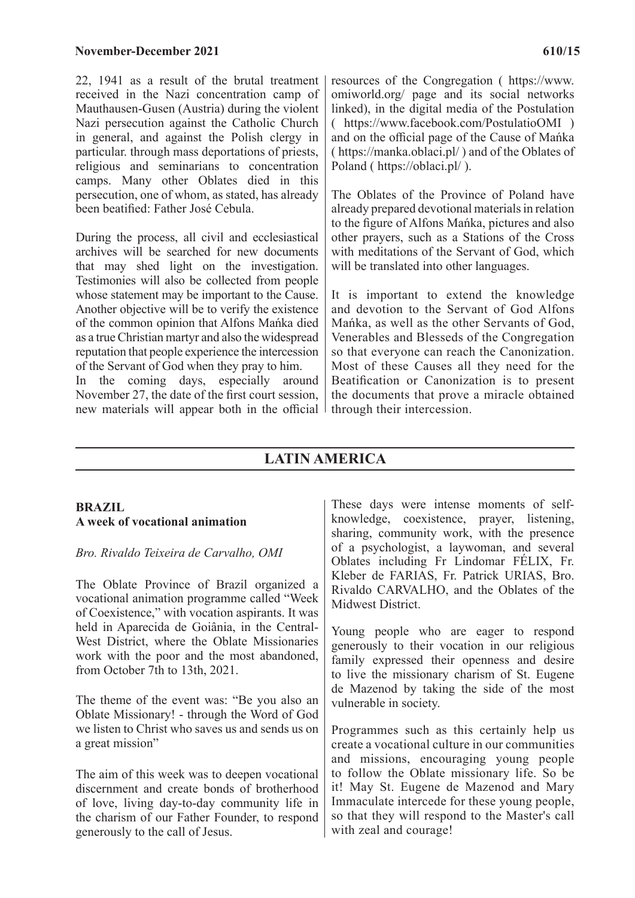22, 1941 as a result of the brutal treatment received in the Nazi concentration camp of Mauthausen-Gusen (Austria) during the violent Nazi persecution against the Catholic Church in general, and against the Polish clergy in particular. through mass deportations of priests, religious and seminarians to concentration camps. Many other Oblates died in this persecution, one of whom, as stated, has already been beatified: Father José Cebula.

During the process, all civil and ecclesiastical archives will be searched for new documents that may shed light on the investigation. Testimonies will also be collected from people whose statement may be important to the Cause. Another objective will be to verify the existence of the common opinion that Alfons Mańka died as a true Christian martyr and also the widespread reputation that people experience the intercession of the Servant of God when they pray to him.

In the coming days, especially around November 27, the date of the first court session, new materials will appear both in the official resources of the Congregation ( https://www.omiworld.org/ page and its social networks linked), in the digital media of the Postulation ( https://www.facebook.com/PostulatioOMI ) and on the official page of the Cause of Mańka ( https://manka.oblaci.pl/ ) and of the Oblates of Poland ( https://oblaci.pl/ ).

The Oblates of the Province of Poland have already prepared devotional materials in relation to the figure of Alfons Mańka, pictures and also other prayers, such as a Stations of the Cross with meditations of the Servant of God, which will be translated into other languages.

It is important to extend the knowledge and devotion to the Servant of God Alfons Mańka, as well as the other Servants of God, Venerables and Blesseds of the Congregation so that everyone can reach the Canonization. Most of these Causes all they need for the Beatification or Canonization is to present the documents that prove a miracle obtained through their intercession.

## LATIN AMERICA

### BRAZIL
**A week of vocational animation**

*Bro. Rivaldo Teixeira de Carvalho, OMI*

The Oblate Province of Brazil organized a vocational animation programme called "Week of Coexistence," with vocation aspirants. It was held in Aparecida de Goiânia, in the Central-West District, where the Oblate Missionaries work with the poor and the most abandoned, from October 7th to 13th, 2021.

The theme of the event was: "Be you also an Oblate Missionary! - through the Word of God we listen to Christ who saves us and sends us on a great mission"

The aim of this week was to deepen vocational discernment and create bonds of brotherhood of love, living day-to-day community life in the charism of our Father Founder, to respond generously to the call of Jesus.

These days were intense moments of self-knowledge, coexistence, prayer, listening, sharing, community work, with the presence of a psychologist, a laywoman, and several Oblates including Fr Lindomar FÉLIX, Fr. Kleber de FARIAS, Fr. Patrick URIAS, Bro. Rivaldo CARVALHO, and the Oblates of the Midwest District.

Young people who are eager to respond generously to their vocation in our religious family expressed their openness and desire to live the missionary charism of St. Eugene de Mazenod by taking the side of the most vulnerable in society.

Programmes such as this certainly help us create a vocational culture in our communities and missions, encouraging young people to follow the Oblate missionary life. So be it! May St. Eugene de Mazenod and Mary Immaculate intercede for these young people, so that they will respond to the Master's call with zeal and courage!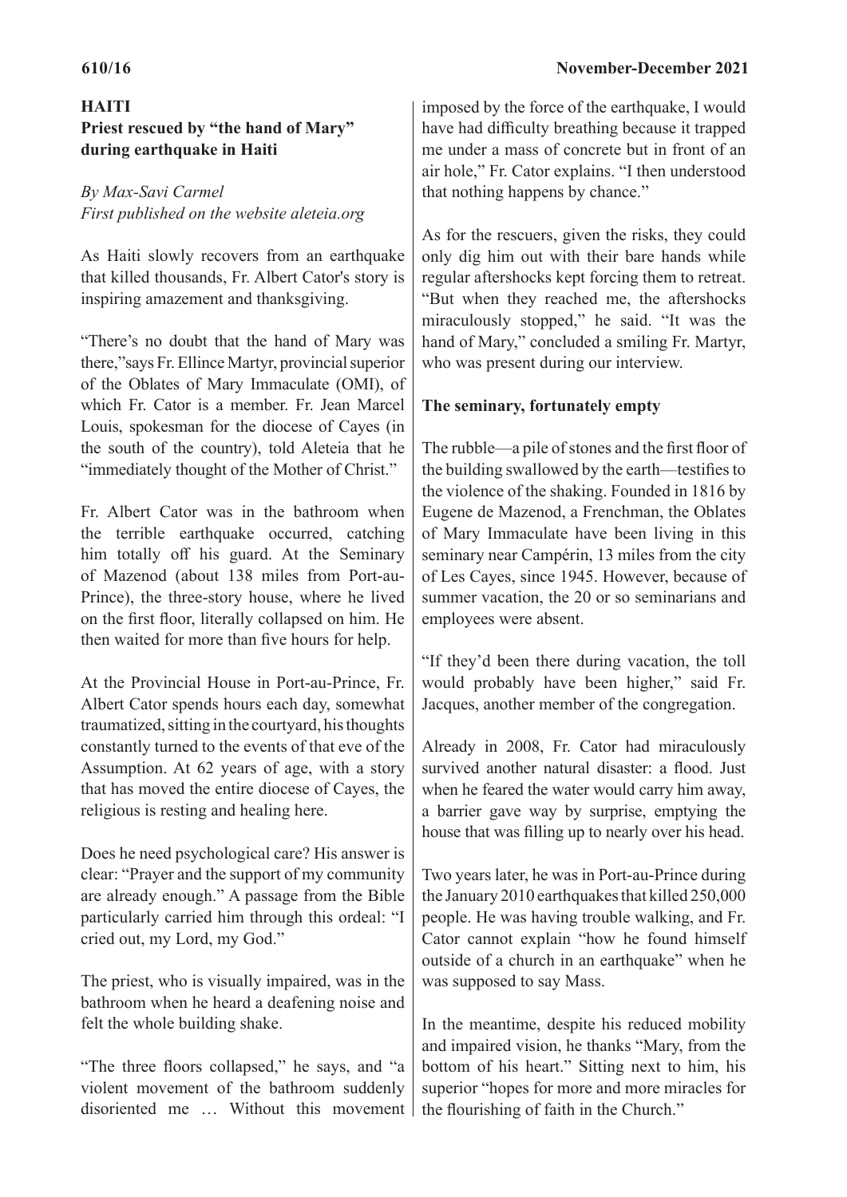**HAITI**

## Priest rescued by "the hand of Mary" during earthquake in Haiti

*By Max-Savi Carmel*
*First published on the website aleteia.org*

As Haiti slowly recovers from an earthquake that killed thousands, Fr. Albert Cator's story is inspiring amazement and thanksgiving.

"There's no doubt that the hand of Mary was there,"says Fr. Ellince Martyr, provincial superior of the Oblates of Mary Immaculate (OMI), of which Fr. Cator is a member. Fr. Jean Marcel Louis, spokesman for the diocese of Cayes (in the south of the country), told Aleteia that he "immediately thought of the Mother of Christ."

Fr. Albert Cator was in the bathroom when the terrible earthquake occurred, catching him totally off his guard. At the Seminary of Mazenod (about 138 miles from Port-au-Prince), the three-story house, where he lived on the first floor, literally collapsed on him. He then waited for more than five hours for help.

At the Provincial House in Port-au-Prince, Fr. Albert Cator spends hours each day, somewhat traumatized, sitting in the courtyard, his thoughts constantly turned to the events of that eve of the Assumption. At 62 years of age, with a story that has moved the entire diocese of Cayes, the religious is resting and healing here.

Does he need psychological care? His answer is clear: "Prayer and the support of my community are already enough." A passage from the Bible particularly carried him through this ordeal: "I cried out, my Lord, my God."

The priest, who is visually impaired, was in the bathroom when he heard a deafening noise and felt the whole building shake.

"The three floors collapsed," he says, and "a violent movement of the bathroom suddenly disoriented me … Without this movement imposed by the force of the earthquake, I would have had difficulty breathing because it trapped me under a mass of concrete but in front of an air hole," Fr. Cator explains. "I then understood that nothing happens by chance."

As for the rescuers, given the risks, they could only dig him out with their bare hands while regular aftershocks kept forcing them to retreat. "But when they reached me, the aftershocks miraculously stopped," he said. "It was the hand of Mary," concluded a smiling Fr. Martyr, who was present during our interview.

### The seminary, fortunately empty

The rubble—a pile of stones and the first floor of the building swallowed by the earth—testifies to the violence of the shaking. Founded in 1816 by Eugene de Mazenod, a Frenchman, the Oblates of Mary Immaculate have been living in this seminary near Campérin, 13 miles from the city of Les Cayes, since 1945. However, because of summer vacation, the 20 or so seminarians and employees were absent.

"If they'd been there during vacation, the toll would probably have been higher," said Fr. Jacques, another member of the congregation.

Already in 2008, Fr. Cator had miraculously survived another natural disaster: a flood. Just when he feared the water would carry him away, a barrier gave way by surprise, emptying the house that was filling up to nearly over his head.

Two years later, he was in Port-au-Prince during the January 2010 earthquakes that killed 250,000 people. He was having trouble walking, and Fr. Cator cannot explain "how he found himself outside of a church in an earthquake" when he was supposed to say Mass.

In the meantime, despite his reduced mobility and impaired vision, he thanks "Mary, from the bottom of his heart." Sitting next to him, his superior "hopes for more and more miracles for the flourishing of faith in the Church."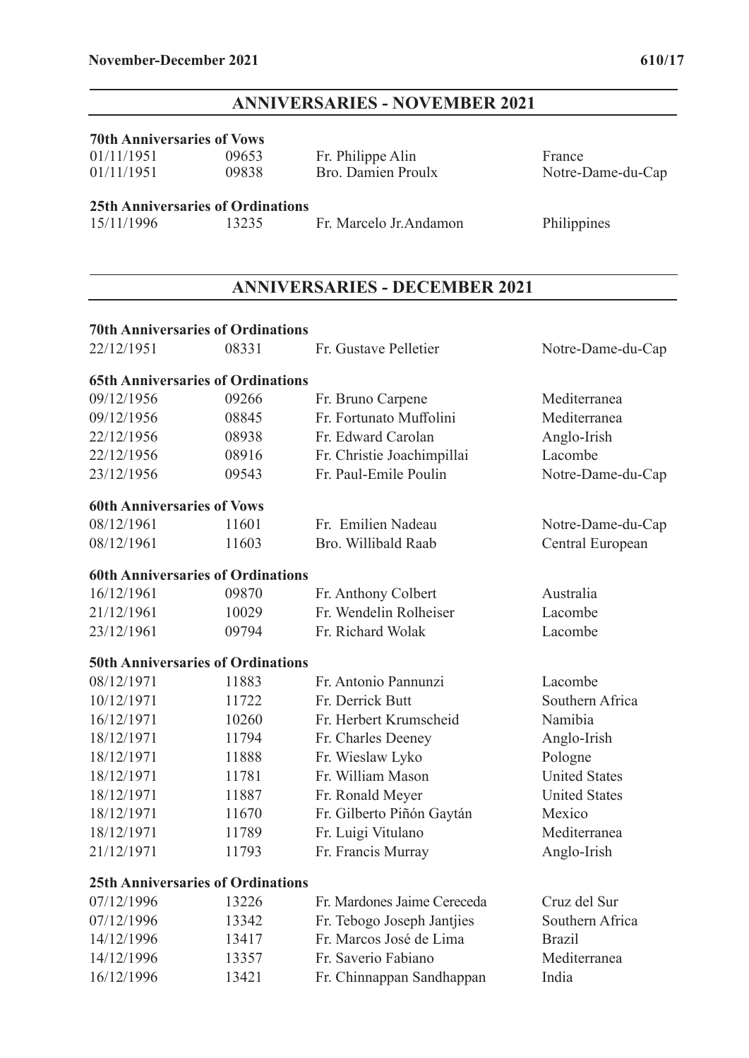## ANNIVERSARIES - NOVEMBER 2021

**70th Anniversaries of Vows**

| | | | |
|---|---|---|---|
| 01/11/1951 | 09653 | Fr. Philippe Alin | France |
| 01/11/1951 | 09838 | Bro. Damien Proulx | Notre-Dame-du-Cap |

**25th Anniversaries of Ordinations**

| | | | |
|---|---|---|---|
| 15/11/1996 | 13235 | Fr. Marcelo Jr.Andamon | Philippines |

## ANNIVERSARIES - DECEMBER 2021

**70th Anniversaries of Ordinations**

| | | | |
|---|---|---|---|
| 22/12/1951 | 08331 | Fr. Gustave Pelletier | Notre-Dame-du-Cap |

**65th Anniversaries of Ordinations**

| | | | |
|---|---|---|---|
| 09/12/1956 | 09266 | Fr. Bruno Carpene | Mediterranea |
| 09/12/1956 | 08845 | Fr. Fortunato Muffolini | Mediterranea |
| 22/12/1956 | 08938 | Fr. Edward Carolan | Anglo-Irish |
| 22/12/1956 | 08916 | Fr. Christie Joachimpillai | Lacombe |
| 23/12/1956 | 09543 | Fr. Paul-Emile Poulin | Notre-Dame-du-Cap |

**60th Anniversaries of Vows**

| | | | |
|---|---|---|---|
| 08/12/1961 | 11601 | Fr. Emilien Nadeau | Notre-Dame-du-Cap |
| 08/12/1961 | 11603 | Bro. Willibald Raab | Central European |

**60th Anniversaries of Ordinations**

| | | | |
|---|---|---|---|
| 16/12/1961 | 09870 | Fr. Anthony Colbert | Australia |
| 21/12/1961 | 10029 | Fr. Wendelin Rolheiser | Lacombe |
| 23/12/1961 | 09794 | Fr. Richard Wolak | Lacombe |

**50th Anniversaries of Ordinations**

| | | | |
|---|---|---|---|
| 08/12/1971 | 11883 | Fr. Antonio Pannunzi | Lacombe |
| 10/12/1971 | 11722 | Fr. Derrick Butt | Southern Africa |
| 16/12/1971 | 10260 | Fr. Herbert Krumscheid | Namibia |
| 18/12/1971 | 11794 | Fr. Charles Deeney | Anglo-Irish |
| 18/12/1971 | 11888 | Fr. Wieslaw Lyko | Pologne |
| 18/12/1971 | 11781 | Fr. William Mason | United States |
| 18/12/1971 | 11887 | Fr. Ronald Meyer | United States |
| 18/12/1971 | 11670 | Fr. Gilberto Piñón Gaytán | Mexico |
| 18/12/1971 | 11789 | Fr. Luigi Vitulano | Mediterranea |
| 21/12/1971 | 11793 | Fr. Francis Murray | Anglo-Irish |

**25th Anniversaries of Ordinations**

| | | | |
|---|---|---|---|
| 07/12/1996 | 13226 | Fr. Mardones Jaime Cereceda | Cruz del Sur |
| 07/12/1996 | 13342 | Fr. Tebogo Joseph Jantjies | Southern Africa |
| 14/12/1996 | 13417 | Fr. Marcos José de Lima | Brazil |
| 14/12/1996 | 13357 | Fr. Saverio Fabiano | Mediterranea |
| 16/12/1996 | 13421 | Fr. Chinnappan Sandhappan | India |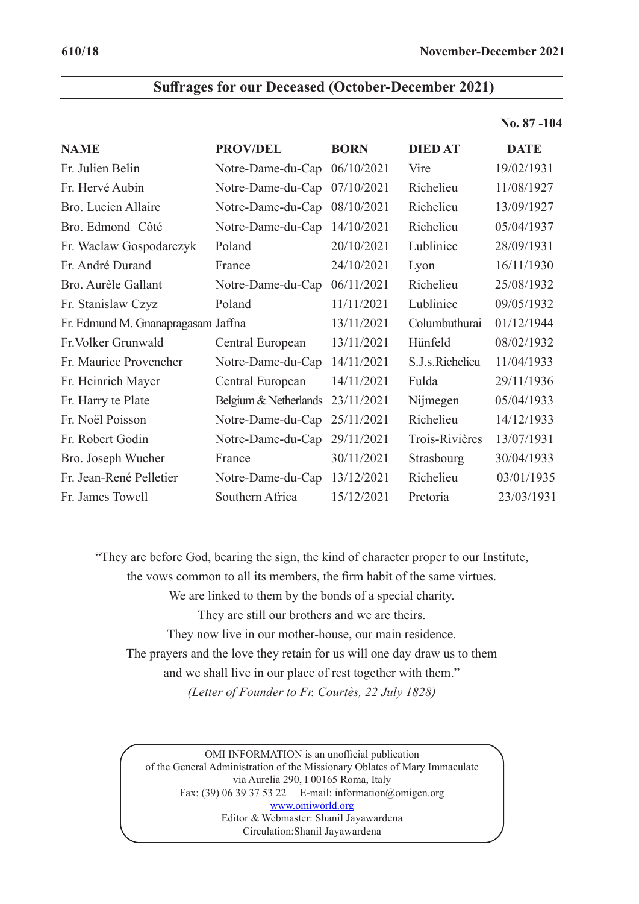## Suffrages for our Deceased (October-December 2021)

**No. 87 -104**

| NAME | PROV/DEL | BORN | DIED AT | DATE |
|---|---|---|---|---|
| Fr. Julien Belin | Notre-Dame-du-Cap | 06/10/2021 | Vire | 19/02/1931 |
| Fr. Hervé Aubin | Notre-Dame-du-Cap | 07/10/2021 | Richelieu | 11/08/1927 |
| Bro. Lucien Allaire | Notre-Dame-du-Cap | 08/10/2021 | Richelieu | 13/09/1927 |
| Bro. Edmond Côté | Notre-Dame-du-Cap | 14/10/2021 | Richelieu | 05/04/1937 |
| Fr. Waclaw Gospodarczyk | Poland | 20/10/2021 | Lubliniec | 28/09/1931 |
| Fr. André Durand | France | 24/10/2021 | Lyon | 16/11/1930 |
| Bro. Aurèle Gallant | Notre-Dame-du-Cap | 06/11/2021 | Richelieu | 25/08/1932 |
| Fr. Stanislaw Czyz | Poland | 11/11/2021 | Lubliniec | 09/05/1932 |
| Fr. Edmund M. Gnanapragasam | Jaffna | 13/11/2021 | Columbuthurai | 01/12/1944 |
| Fr. Volker Grunwald | Central European | 13/11/2021 | Hünfeld | 08/02/1932 |
| Fr. Maurice Provencher | Notre-Dame-du-Cap | 14/11/2021 | S.J.s.Richelieu | 11/04/1933 |
| Fr. Heinrich Mayer | Central European | 14/11/2021 | Fulda | 29/11/1936 |
| Fr. Harry te Plate | Belgium & Netherlands | 23/11/2021 | Nijmegen | 05/04/1933 |
| Fr. Noël Poisson | Notre-Dame-du-Cap | 25/11/2021 | Richelieu | 14/12/1933 |
| Fr. Robert Godin | Notre-Dame-du-Cap | 29/11/2021 | Trois-Rivières | 13/07/1931 |
| Bro. Joseph Wucher | France | 30/11/2021 | Strasbourg | 30/04/1933 |
| Fr. Jean-René Pelletier | Notre-Dame-du-Cap | 13/12/2021 | Richelieu | 03/01/1935 |
| Fr. James Towell | Southern Africa | 15/12/2021 | Pretoria | 23/03/1931 |

"They are before God, bearing the sign, the kind of character proper to our Institute,
the vows common to all its members, the firm habit of the same virtues.
We are linked to them by the bonds of a special charity.
They are still our brothers and we are theirs.
They now live in our mother-house, our main residence.
The prayers and the love they retain for us will one day draw us to them
and we shall live in our place of rest together with them."
*(Letter of Founder to Fr. Courtès, 22 July 1828)*

OMI INFORMATION is an unofficial publication
of the General Administration of the Missionary Oblates of Mary Immaculate
via Aurelia 290, I 00165 Roma, Italy
Fax: (39) 06 39 37 53 22 E-mail: information@omigen.org
www.omiworld.org
Editor & Webmaster: Shanil Jayawardena
Circulation:Shanil Jayawardena